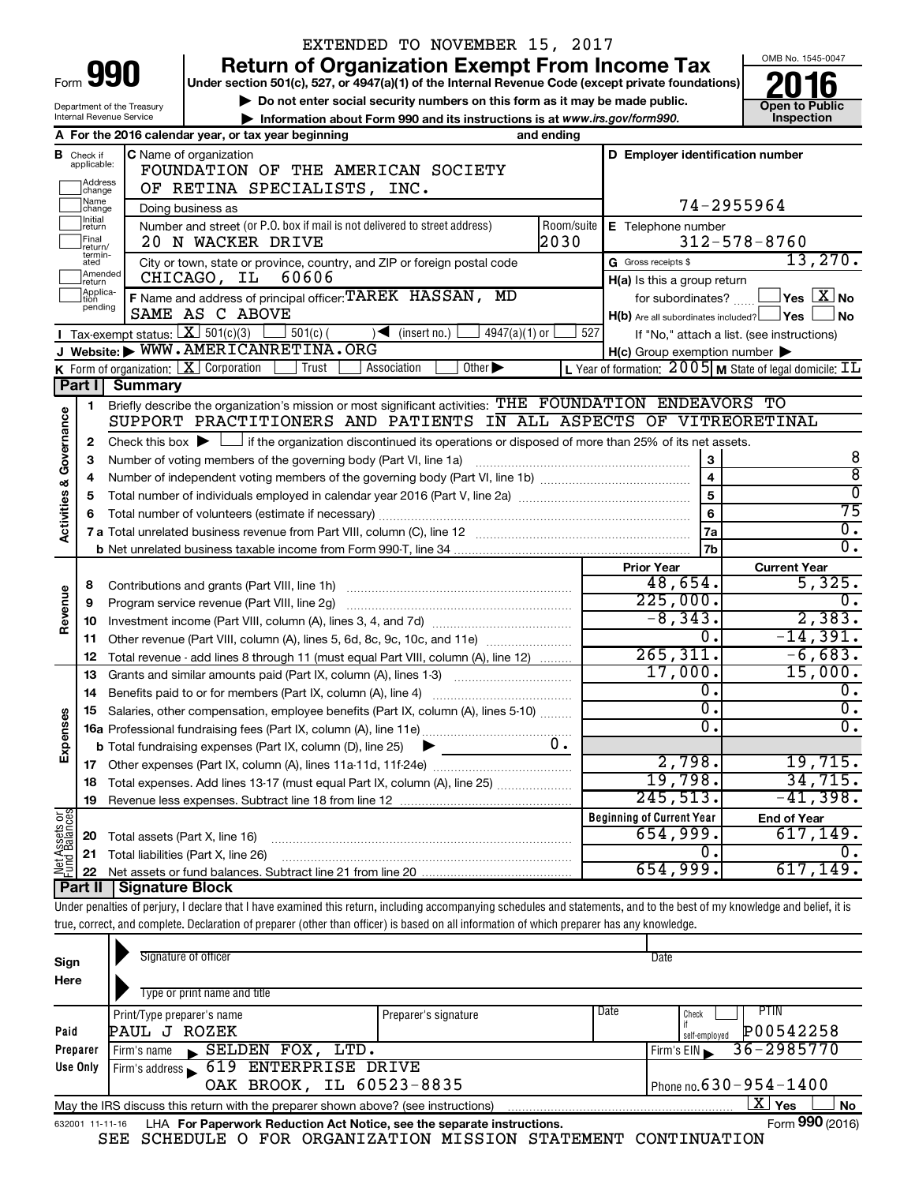EXTENDED TO NOVEMBER 15, 2017

# Form 990 — Return of Organization Exempt From Income Tax

**2016**

Under section 501(c), 527, or 4947(a)(1) of the Internal Revenue Code (except private foundations)

▶ Do not enter social security numbers on this form as it may be made public.

▶ Information about Form 990 and its instructions is at www.irs.gov/form990.

Department of the Treasury
Internal Revenue Service

OMB No. 1545-0047

Open to Public Inspection

**A** For the 2016 calendar year, or tax year beginning and ending

**B** Check if applicable: Address change, Name change, Initial return, Final return/terminated, Amended return, Application pending

**C** Name of organization: FOUNDATION OF THE AMERICAN SOCIETY OF RETINA SPECIALISTS, INC.

Doing business as

Number and street (or P.O. box if mail is not delivered to street address): 20 N WACKER DRIVE — Room/suite: 2030

City or town, state or province, country, and ZIP or foreign postal code: CHICAGO, IL 60606

**D** Employer identification number: 74-2955964

**E** Telephone number: 312-578-8760

**G** Gross receipts $ 13,270.

**F** Name and address of principal officer: TAREK HASSAN, MD, SAME AS C ABOVE

**H(a)** Is this a group return for subordinates? ☐ Yes ☒ No

**H(b)** Are all subordinates included? ☐ Yes ☐ No — If "No," attach a list. (see instructions)

**H(c)** Group exemption number ▶

**I** Tax-exempt status: ☒ 501(c)(3) ☐ 501(c) ( ) ◀ (insert no.) ☐ 4947(a)(1) or ☐ 527

**J** Website: ▶ WWW.AMERICANRETINA.ORG

**K** Form of organization: ☒ Corporation ☐ Trust ☐ Association ☐ Other ▶

**L** Year of formation: 2005 **M** State of legal domicile: IL

## Part I Summary

**Activities & Governance**

1 Briefly describe the organization's mission or most significant activities: THE FOUNDATION ENDEAVORS TO SUPPORT PRACTITIONERS AND PATIENTS IN ALL ASPECTS OF VITREORETINAL

2 Check this box ▶ ☐ if the organization discontinued its operations or disposed of more than 25% of its net assets.

| | | | |
|---|---|---|---|
| 3 | Number of voting members of the governing body (Part VI, line 1a) | 3 | 8 |
| 4 | Number of independent voting members of the governing body (Part VI, line 1b) | 4 | 8 |
| 5 | Total number of individuals employed in calendar year 2016 (Part V, line 2a) | 5 | 0 |
| 6 | Total number of volunteers (estimate if necessary) | 6 | 75 |
| 7a | Total unrelated business revenue from Part VIII, column (C), line 12 | 7a | 0. |
| 7b | Net unrelated business taxable income from Form 990-T, line 34 | 7b | 0. |

| | | | Prior Year | Current Year |
|---|---|---|---|---|
| **Revenue** | 8 | Contributions and grants (Part VIII, line 1h) | 48,654. | 5,325. |
| | 9 | Program service revenue (Part VIII, line 2g) | 225,000. | 0. |
| | 10 | Investment income (Part VIII, column (A), lines 3, 4, and 7d) | -8,343. | 2,383. |
| | 11 | Other revenue (Part VIII, column (A), lines 5, 6d, 8c, 9c, 10c, and 11e) | 0. | -14,391. |
| | 12 | Total revenue - add lines 8 through 11 (must equal Part VIII, column (A), line 12) | 265,311. | -6,683. |
| **Expenses** | 13 | Grants and similar amounts paid (Part IX, column (A), lines 1-3) | 17,000. | 15,000. |
| | 14 | Benefits paid to or for members (Part IX, column (A), line 4) | 0. | 0. |
| | 15 | Salaries, other compensation, employee benefits (Part IX, column (A), lines 5-10) | 0. | 0. |
| | 16a | Professional fundraising fees (Part IX, column (A), line 11e) | 0. | 0. |
| | b | Total fundraising expenses (Part IX, column (D), line 25) ▶ 0. | | |
| | 17 | Other expenses (Part IX, column (A), lines 11a-11d, 11f-24e) | 2,798. | 19,715. |
| | 18 | Total expenses. Add lines 13-17 (must equal Part IX, column (A), line 25) | 19,798. | 34,715. |
| | 19 | Revenue less expenses. Subtract line 18 from line 12 | 245,513. | -41,398. |
| | | | **Beginning of Current Year** | **End of Year** |
| **Net Assets or Fund Balances** | 20 | Total assets (Part X, line 16) | 654,999. | 617,149. |
| | 21 | Total liabilities (Part X, line 26) | 0. | 0. |
| | 22 | Net assets or fund balances. Subtract line 21 from line 20 | 654,999. | 617,149. |

## Part II Signature Block

Under penalties of perjury, I declare that I have examined this return, including accompanying schedules and statements, and to the best of my knowledge and belief, it is true, correct, and complete. Declaration of preparer (other than officer) is based on all information of which preparer has any knowledge.

**Sign Here**

Signature of officer — Date

Type or print name and title

**Paid Preparer Use Only**

| Print/Type preparer's name | Preparer's signature | Date | Check if self-employed | PTIN |
|---|---|---|---|---|
| PAUL J ROZEK | | | ☐ | P00542258 |

Firm's name ▶ SELDEN FOX, LTD. — Firm's EIN ▶ 36-2985770

Firm's address ▶ 619 ENTERPRISE DRIVE, OAK BROOK, IL 60523-8835 — Phone no. 630-954-1400

May the IRS discuss this return with the preparer shown above? (see instructions) ☒ Yes ☐ No

632001 11-11-16 LHA For Paperwork Reduction Act Notice, see the separate instructions. Form **990** (2016)

SEE SCHEDULE O FOR ORGANIZATION MISSION STATEMENT CONTINUATION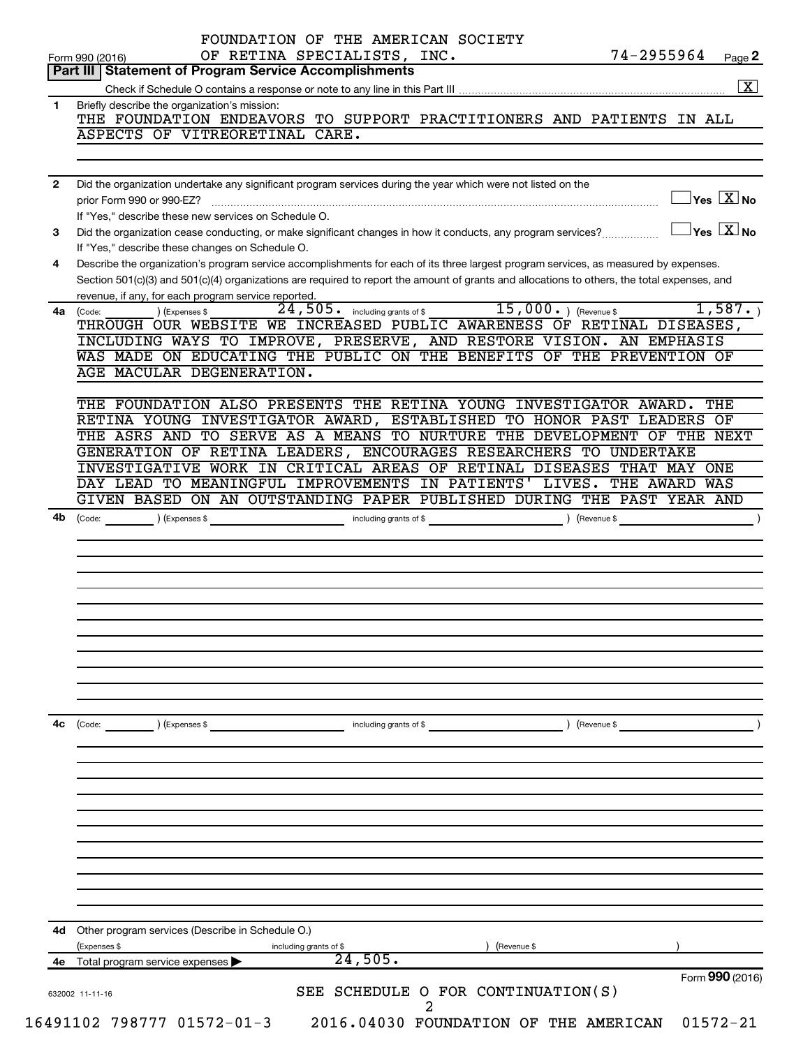FOUNDATION OF THE AMERICAN SOCIETY OF RETINA SPECIALISTS, INC. 74-2955964

Form 990 (2016) Page **2**

## Part III Statement of Program Service Accomplishments

Check if Schedule O contains a response or note to any line in this Part III [X]

**1** Briefly describe the organization's mission:

THE FOUNDATION ENDEAVORS TO SUPPORT PRACTITIONERS AND PATIENTS IN ALL ASPECTS OF VITREORETINAL CARE.

**2** Did the organization undertake any significant program services during the year which were not listed on the prior Form 990 or 990-EZ? [ ] Yes [X] No

If "Yes," describe these new services on Schedule O.

**3** Did the organization cease conducting, or make significant changes in how it conducts, any program services? [ ] Yes [X] No

If "Yes," describe these changes on Schedule O.

**4** Describe the organization's program service accomplishments for each of its three largest program services, as measured by expenses. Section 501(c)(3) and 501(c)(4) organizations are required to report the amount of grants and allocations to others, the total expenses, and revenue, if any, for each program service reported.

**4a** (Code: ) (Expenses $ 24,505. including grants of $ 15,000. ) (Revenue $ 1,587. )

THROUGH OUR WEBSITE WE INCREASED PUBLIC AWARENESS OF RETINAL DISEASES, INCLUDING WAYS TO IMPROVE, PRESERVE, AND RESTORE VISION. AN EMPHASIS WAS MADE ON EDUCATING THE PUBLIC ON THE BENEFITS OF THE PREVENTION OF AGE MACULAR DEGENERATION.

THE FOUNDATION ALSO PRESENTS THE RETINA YOUNG INVESTIGATOR AWARD. THE RETINA YOUNG INVESTIGATOR AWARD, ESTABLISHED TO HONOR PAST LEADERS OF THE ASRS AND TO SERVE AS A MEANS TO NURTURE THE DEVELOPMENT OF THE NEXT GENERATION OF RETINA LEADERS, ENCOURAGES RESEARCHERS TO UNDERTAKE INVESTIGATIVE WORK IN CRITICAL AREAS OF RETINAL DISEASES THAT MAY ONE DAY LEAD TO MEANINGFUL IMPROVEMENTS IN PATIENTS' LIVES. THE AWARD WAS GIVEN BASED ON AN OUTSTANDING PAPER PUBLISHED DURING THE PAST YEAR AND

**4b** (Code: ) (Expenses $ including grants of $ ) (Revenue $ )

**4c** (Code: ) (Expenses $ including grants of $ ) (Revenue $ )

**4d** Other program services (Describe in Schedule O.)

(Expenses $ including grants of $ ) (Revenue $ )

**4e** Total program service expenses ▶ 24,505.

Form **990** (2016)

632002 11-11-16

SEE SCHEDULE O FOR CONTINUATION(S)

16491102 798777 01572-01-3 2016.04030 FOUNDATION OF THE AMERICAN 01572-21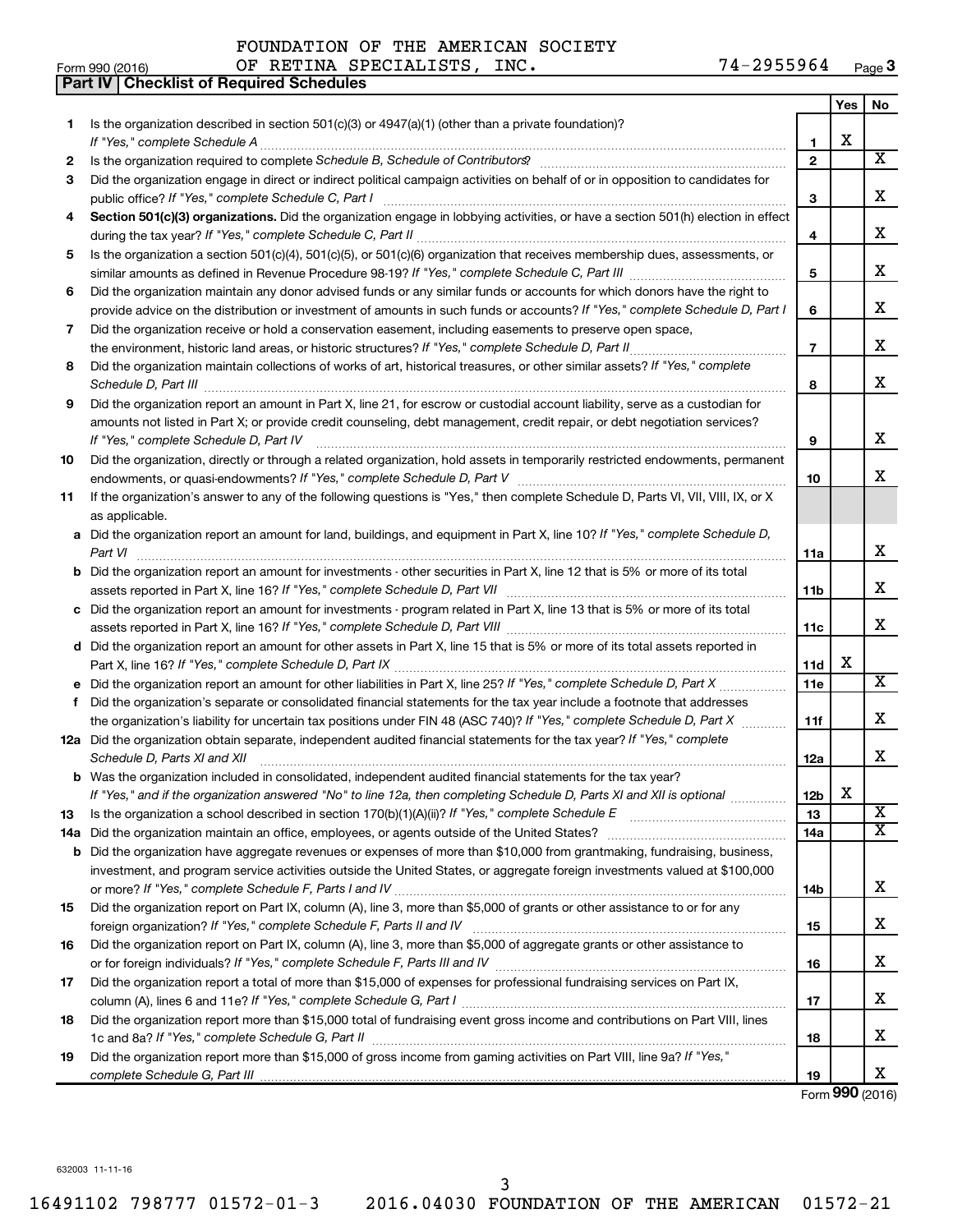FOUNDATION OF THE AMERICAN SOCIETY
Form 990 (2016) OF RETINA SPECIALISTS, INC. 74-2955964 Page 3

**Part IV | Checklist of Required Schedules**

| | | | Yes | No |
|---|---|---|---|---|
| 1 | Is the organization described in section 501(c)(3) or 4947(a)(1) (other than a private foundation)? *If "Yes," complete Schedule A* | 1 | X | |
| 2 | Is the organization required to complete *Schedule B, Schedule of Contributors*? | 2 | | X |
| 3 | Did the organization engage in direct or indirect political campaign activities on behalf of or in opposition to candidates for public office? *If "Yes," complete Schedule C, Part I* | 3 | | X |
| 4 | **Section 501(c)(3) organizations.** Did the organization engage in lobbying activities, or have a section 501(h) election in effect during the tax year? *If "Yes," complete Schedule C, Part II* | 4 | | X |
| 5 | Is the organization a section 501(c)(4), 501(c)(5), or 501(c)(6) organization that receives membership dues, assessments, or similar amounts as defined in Revenue Procedure 98-19? *If "Yes," complete Schedule C, Part III* | 5 | | X |
| 6 | Did the organization maintain any donor advised funds or any similar funds or accounts for which donors have the right to provide advice on the distribution or investment of amounts in such funds or accounts? *If "Yes," complete Schedule D, Part I* | 6 | | X |
| 7 | Did the organization receive or hold a conservation easement, including easements to preserve open space, the environment, historic land areas, or historic structures? *If "Yes," complete Schedule D, Part II* | 7 | | X |
| 8 | Did the organization maintain collections of works of art, historical treasures, or other similar assets? *If "Yes," complete Schedule D, Part III* | 8 | | X |
| 9 | Did the organization report an amount in Part X, line 21, for escrow or custodial account liability, serve as a custodian for amounts not listed in Part X; or provide credit counseling, debt management, credit repair, or debt negotiation services? *If "Yes," complete Schedule D, Part IV* | 9 | | X |
| 10 | Did the organization, directly or through a related organization, hold assets in temporarily restricted endowments, permanent endowments, or quasi-endowments? *If "Yes," complete Schedule D, Part V* | 10 | | X |
| 11 | If the organization's answer to any of the following questions is "Yes," then complete Schedule D, Parts VI, VII, VIII, IX, or X as applicable. | | | |
| a | Did the organization report an amount for land, buildings, and equipment in Part X, line 10? *If "Yes," complete Schedule D, Part VI* | 11a | | X |
| b | Did the organization report an amount for investments - other securities in Part X, line 12 that is 5% or more of its total assets reported in Part X, line 16? *If "Yes," complete Schedule D, Part VII* | 11b | | X |
| c | Did the organization report an amount for investments - program related in Part X, line 13 that is 5% or more of its total assets reported in Part X, line 16? *If "Yes," complete Schedule D, Part VIII* | 11c | | X |
| d | Did the organization report an amount for other assets in Part X, line 15 that is 5% or more of its total assets reported in Part X, line 16? *If "Yes," complete Schedule D, Part IX* | 11d | X | |
| e | Did the organization report an amount for other liabilities in Part X, line 25? *If "Yes," complete Schedule D, Part X* | 11e | | X |
| f | Did the organization's separate or consolidated financial statements for the tax year include a footnote that addresses the organization's liability for uncertain tax positions under FIN 48 (ASC 740)? *If "Yes," complete Schedule D, Part X* | 11f | | X |
| 12a | Did the organization obtain separate, independent audited financial statements for the tax year? *If "Yes," complete Schedule D, Parts XI and XII* | 12a | | X |
| b | Was the organization included in consolidated, independent audited financial statements for the tax year? *If "Yes," and if the organization answered "No" to line 12a, then completing Schedule D, Parts XI and XII is optional* | 12b | X | |
| 13 | Is the organization a school described in section 170(b)(1)(A)(ii)? *If "Yes," complete Schedule E* | 13 | | X |
| 14a | Did the organization maintain an office, employees, or agents outside of the United States? | 14a | | X |
| b | Did the organization have aggregate revenues or expenses of more than $10,000 from grantmaking, fundraising, business, investment, and program service activities outside the United States, or aggregate foreign investments valued at $100,000 or more? *If "Yes," complete Schedule F, Parts I and IV* | 14b | | X |
| 15 | Did the organization report on Part IX, column (A), line 3, more than $5,000 of grants or other assistance to or for any foreign organization? *If "Yes," complete Schedule F, Parts II and IV* | 15 | | X |
| 16 | Did the organization report on Part IX, column (A), line 3, more than $5,000 of aggregate grants or other assistance to or for foreign individuals? *If "Yes," complete Schedule F, Parts III and IV* | 16 | | X |
| 17 | Did the organization report a total of more than $15,000 of expenses for professional fundraising services on Part IX, column (A), lines 6 and 11e? *If "Yes," complete Schedule G, Part I* | 17 | | X |
| 18 | Did the organization report more than $15,000 total of fundraising event gross income and contributions on Part VIII, lines 1c and 8a? *If "Yes," complete Schedule G, Part II* | 18 | | X |
| 19 | Did the organization report more than $15,000 of gross income from gaming activities on Part VIII, line 9a? *If "Yes," complete Schedule G, Part III* | 19 | | X |

Form **990** (2016)

632003 11-11-16

16491102 798777 01572-01-3 2016.04030 FOUNDATION OF THE AMERICAN 01572-21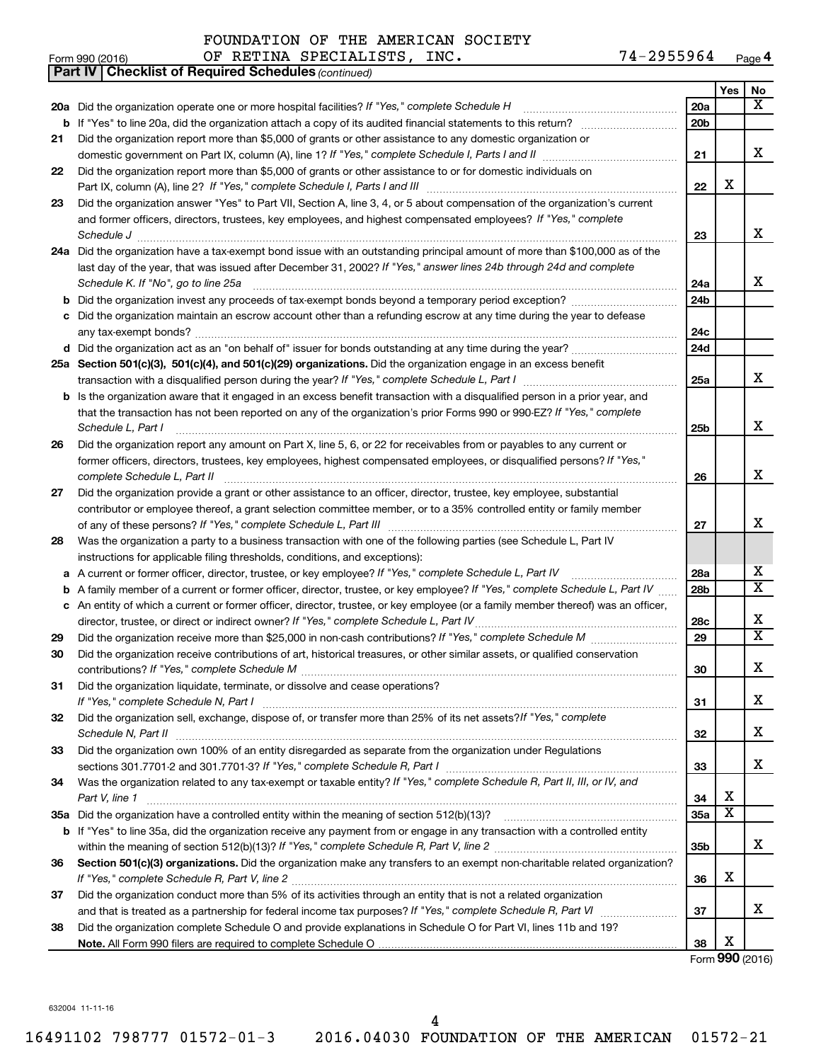FOUNDATION OF THE AMERICAN SOCIETY OF RETINA SPECIALISTS, INC. 74-2955964

Form 990 (2016)

**Part IV | Checklist of Required Schedules** *(continued)*

| | | | Yes | No |
|---|---|---|---|---|
| **20a** | Did the organization operate one or more hospital facilities? *If "Yes," complete Schedule H* | 20a | | X |
| **b** | If "Yes" to line 20a, did the organization attach a copy of its audited financial statements to this return? | 20b | | |
| **21** | Did the organization report more than $5,000 of grants or other assistance to any domestic organization or domestic government on Part IX, column (A), line 1? *If "Yes," complete Schedule I, Parts I and II* | 21 | | X |
| **22** | Did the organization report more than $5,000 of grants or other assistance to or for domestic individuals on Part IX, column (A), line 2? *If "Yes," complete Schedule I, Parts I and III* | 22 | X | |
| **23** | Did the organization answer "Yes" to Part VII, Section A, line 3, 4, or 5 about compensation of the organization's current and former officers, directors, trustees, key employees, and highest compensated employees? *If "Yes," complete Schedule J* | 23 | | X |
| **24a** | Did the organization have a tax-exempt bond issue with an outstanding principal amount of more than $100,000 as of the last day of the year, that was issued after December 31, 2002? *If "Yes," answer lines 24b through 24d and complete Schedule K. If "No", go to line 25a* | 24a | | X |
| **b** | Did the organization invest any proceeds of tax-exempt bonds beyond a temporary period exception? | 24b | | |
| **c** | Did the organization maintain an escrow account other than a refunding escrow at any time during the year to defease any tax-exempt bonds? | 24c | | |
| **d** | Did the organization act as an "on behalf of" issuer for bonds outstanding at any time during the year? | 24d | | |
| **25a** | **Section 501(c)(3), 501(c)(4), and 501(c)(29) organizations.** Did the organization engage in an excess benefit transaction with a disqualified person during the year? *If "Yes," complete Schedule L, Part I* | 25a | | X |
| **b** | Is the organization aware that it engaged in an excess benefit transaction with a disqualified person in a prior year, and that the transaction has not been reported on any of the organization's prior Forms 990 or 990-EZ? *If "Yes," complete Schedule L, Part I* | 25b | | X |
| **26** | Did the organization report any amount on Part X, line 5, 6, or 22 for receivables from or payables to any current or former officers, directors, trustees, key employees, highest compensated employees, or disqualified persons? *If "Yes," complete Schedule L, Part II* | 26 | | X |
| **27** | Did the organization provide a grant or other assistance to an officer, director, trustee, key employee, substantial contributor or employee thereof, a grant selection committee member, or to a 35% controlled entity or family member of any of these persons? *If "Yes," complete Schedule L, Part III* | 27 | | X |
| **28** | Was the organization a party to a business transaction with one of the following parties (see Schedule L, Part IV instructions for applicable filing thresholds, conditions, and exceptions): | | | |
| **a** | A current or former officer, director, trustee, or key employee? *If "Yes," complete Schedule L, Part IV* | 28a | | X |
| **b** | A family member of a current or former officer, director, trustee, or key employee? *If "Yes," complete Schedule L, Part IV* | 28b | | X |
| **c** | An entity of which a current or former officer, director, trustee, or key employee (or a family member thereof) was an officer, director, trustee, or direct or indirect owner? *If "Yes," complete Schedule L, Part IV* | 28c | | X |
| **29** | Did the organization receive more than $25,000 in non-cash contributions? *If "Yes," complete Schedule M* | 29 | | X |
| **30** | Did the organization receive contributions of art, historical treasures, or other similar assets, or qualified conservation contributions? *If "Yes," complete Schedule M* | 30 | | X |
| **31** | Did the organization liquidate, terminate, or dissolve and cease operations? *If "Yes," complete Schedule N, Part I* | 31 | | X |
| **32** | Did the organization sell, exchange, dispose of, or transfer more than 25% of its net assets? *If "Yes," complete Schedule N, Part II* | 32 | | X |
| **33** | Did the organization own 100% of an entity disregarded as separate from the organization under Regulations sections 301.7701-2 and 301.7701-3? *If "Yes," complete Schedule R, Part I* | 33 | | X |
| **34** | Was the organization related to any tax-exempt or taxable entity? *If "Yes," complete Schedule R, Part II, III, or IV, and Part V, line 1* | 34 | X | |
| **35a** | Did the organization have a controlled entity within the meaning of section 512(b)(13)? | 35a | X | |
| **b** | If "Yes" to line 35a, did the organization receive any payment from or engage in any transaction with a controlled entity within the meaning of section 512(b)(13)? *If "Yes," complete Schedule R, Part V, line 2* | 35b | | X |
| **36** | **Section 501(c)(3) organizations.** Did the organization make any transfers to an exempt non-charitable related organization? *If "Yes," complete Schedule R, Part V, line 2* | 36 | X | |
| **37** | Did the organization conduct more than 5% of its activities through an entity that is not a related organization and that is treated as a partnership for federal income tax purposes? *If "Yes," complete Schedule R, Part VI* | 37 | | X |
| **38** | Did the organization complete Schedule O and provide explanations in Schedule O for Part VI, lines 11b and 19? **Note.** All Form 990 filers are required to complete Schedule O | 38 | X | |

Form **990** (2016)

632004 11-11-16

16491102 798777 01572-01-3 2016.04030 FOUNDATION OF THE AMERICAN 01572-21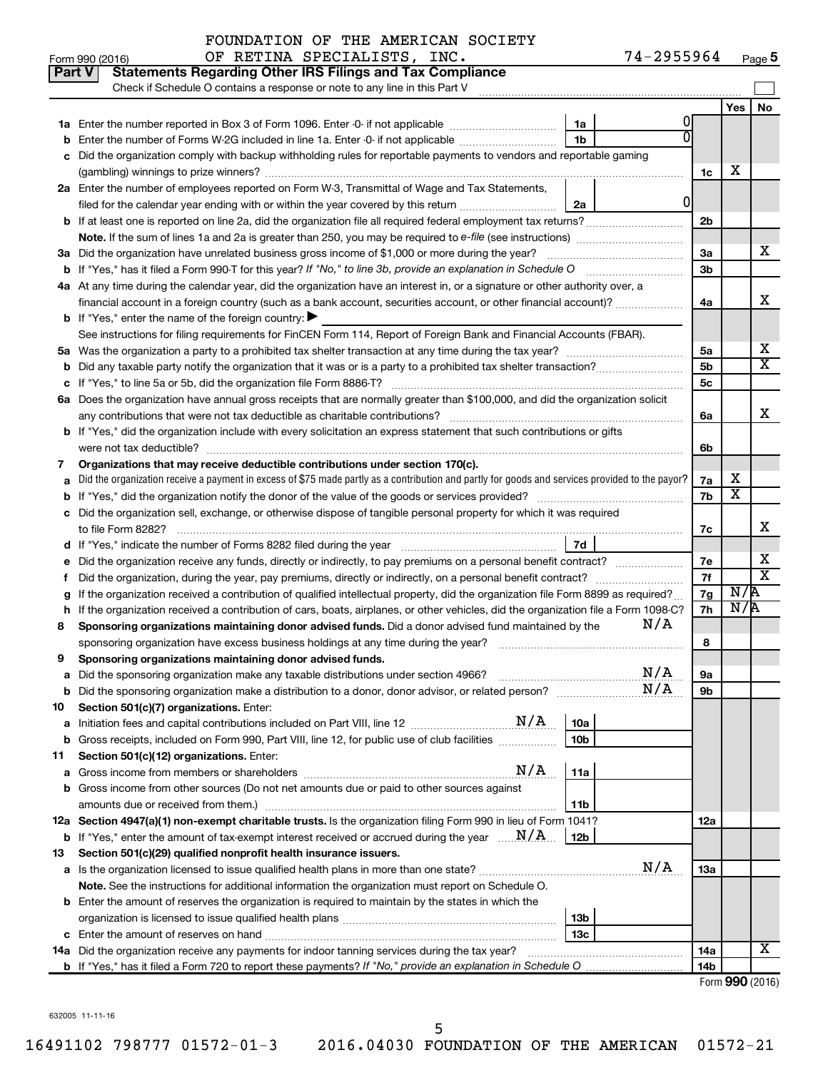FOUNDATION OF THE AMERICAN SOCIETY OF RETINA SPECIALISTS, INC. 74-2955964

Form 990 (2016)

## Part V Statements Regarding Other IRS Filings and Tax Compliance

Check if Schedule O contains a response or note to any line in this Part V

| | | | | | Yes | No |
|---|---|---|---|---|---|---|
| **1a** | Enter the number reported in Box 3 of Form 1096. Enter -0- if not applicable | 1a | 0 | | | |
| **b** | Enter the number of Forms W-2G included in line 1a. Enter -0- if not applicable | 1b | 0 | | | |
| **c** | Did the organization comply with backup withholding rules for reportable payments to vendors and reportable gaming (gambling) winnings to prize winners? | | | 1c | X | |
| **2a** | Enter the number of employees reported on Form W-3, Transmittal of Wage and Tax Statements, filed for the calendar year ending with or within the year covered by this return | 2a | 0 | | | |
| **b** | If at least one is reported on line 2a, did the organization file all required federal employment tax returns? | | | 2b | | |
| | **Note.** If the sum of lines 1a and 2a is greater than 250, you may be required to e-file (see instructions) | | | | | |
| **3a** | Did the organization have unrelated business gross income of $1,000 or more during the year? | | | 3a | | X |
| **b** | If "Yes," has it filed a Form 990-T for this year? *If "No," to line 3b, provide an explanation in Schedule O* | | | 3b | | |
| **4a** | At any time during the calendar year, did the organization have an interest in, or a signature or other authority over, a financial account in a foreign country (such as a bank account, securities account, or other financial account)? | | | 4a | | X |
| **b** | If "Yes," enter the name of the foreign country: ▶ | | | | | |
| | See instructions for filing requirements for FinCEN Form 114, Report of Foreign Bank and Financial Accounts (FBAR). | | | | | |
| **5a** | Was the organization a party to a prohibited tax shelter transaction at any time during the tax year? | | | 5a | | X |
| **b** | Did any taxable party notify the organization that it was or is a party to a prohibited tax shelter transaction? | | | 5b | | X |
| **c** | If "Yes," to line 5a or 5b, did the organization file Form 8886-T? | | | 5c | | |
| **6a** | Does the organization have annual gross receipts that are normally greater than $100,000, and did the organization solicit any contributions that were not tax deductible as charitable contributions? | | | 6a | | X |
| **b** | If "Yes," did the organization include with every solicitation an express statement that such contributions or gifts were not tax deductible? | | | 6b | | |
| **7** | **Organizations that may receive deductible contributions under section 170(c).** | | | | | |
| **a** | Did the organization receive a payment in excess of $75 made partly as a contribution and partly for goods and services provided to the payor? | | | 7a | X | |
| **b** | If "Yes," did the organization notify the donor of the value of the goods or services provided? | | | 7b | X | |
| **c** | Did the organization sell, exchange, or otherwise dispose of tangible personal property for which it was required to file Form 8282? | | | 7c | | X |
| **d** | If "Yes," indicate the number of Forms 8282 filed during the year | 7d | | | | |
| **e** | Did the organization receive any funds, directly or indirectly, to pay premiums on a personal benefit contract? | | | 7e | | X |
| **f** | Did the organization, during the year, pay premiums, directly or indirectly, on a personal benefit contract? | | | 7f | | X |
| **g** | If the organization received a contribution of qualified intellectual property, did the organization file Form 8899 as required? | | | 7g | N/A | |
| **h** | If the organization received a contribution of cars, boats, airplanes, or other vehicles, did the organization file a Form 1098-C? | | | 7h | N/A | |
| **8** | **Sponsoring organizations maintaining donor advised funds.** Did a donor advised fund maintained by the sponsoring organization have excess business holdings at any time during the year? N/A | | | 8 | | |
| **9** | **Sponsoring organizations maintaining donor advised funds.** | | | | | |
| **a** | Did the sponsoring organization make any taxable distributions under section 4966? N/A | | | 9a | | |
| **b** | Did the sponsoring organization make a distribution to a donor, donor advisor, or related person? N/A | | | 9b | | |
| **10** | **Section 501(c)(7) organizations.** Enter: | | | | | |
| **a** | Initiation fees and capital contributions included on Part VIII, line 12 N/A | 10a | | | | |
| **b** | Gross receipts, included on Form 990, Part VIII, line 12, for public use of club facilities | 10b | | | | |
| **11** | **Section 501(c)(12) organizations.** Enter: | | | | | |
| **a** | Gross income from members or shareholders N/A | 11a | | | | |
| **b** | Gross income from other sources (Do not net amounts due or paid to other sources against amounts due or received from them.) | 11b | | | | |
| **12a** | **Section 4947(a)(1) non-exempt charitable trusts.** Is the organization filing Form 990 in lieu of Form 1041? | | | 12a | | |
| **b** | If "Yes," enter the amount of tax-exempt interest received or accrued during the year N/A | 12b | | | | |
| **13** | **Section 501(c)(29) qualified nonprofit health insurance issuers.** | | | | | |
| **a** | Is the organization licensed to issue qualified health plans in more than one state? N/A | | | 13a | | |
| | **Note.** See the instructions for additional information the organization must report on Schedule O. | | | | | |
| **b** | Enter the amount of reserves the organization is required to maintain by the states in which the organization is licensed to issue qualified health plans | 13b | | | | |
| **c** | Enter the amount of reserves on hand | 13c | | | | |
| **14a** | Did the organization receive any payments for indoor tanning services during the tax year? | | | 14a | | X |
| **b** | If "Yes," has it filed a Form 720 to report these payments? *If "No," provide an explanation in Schedule O* | | | 14b | | |

Form **990** (2016)

632005 11-11-16

16491102 798777 01572-01-3 2016.04030 FOUNDATION OF THE AMERICAN 01572-21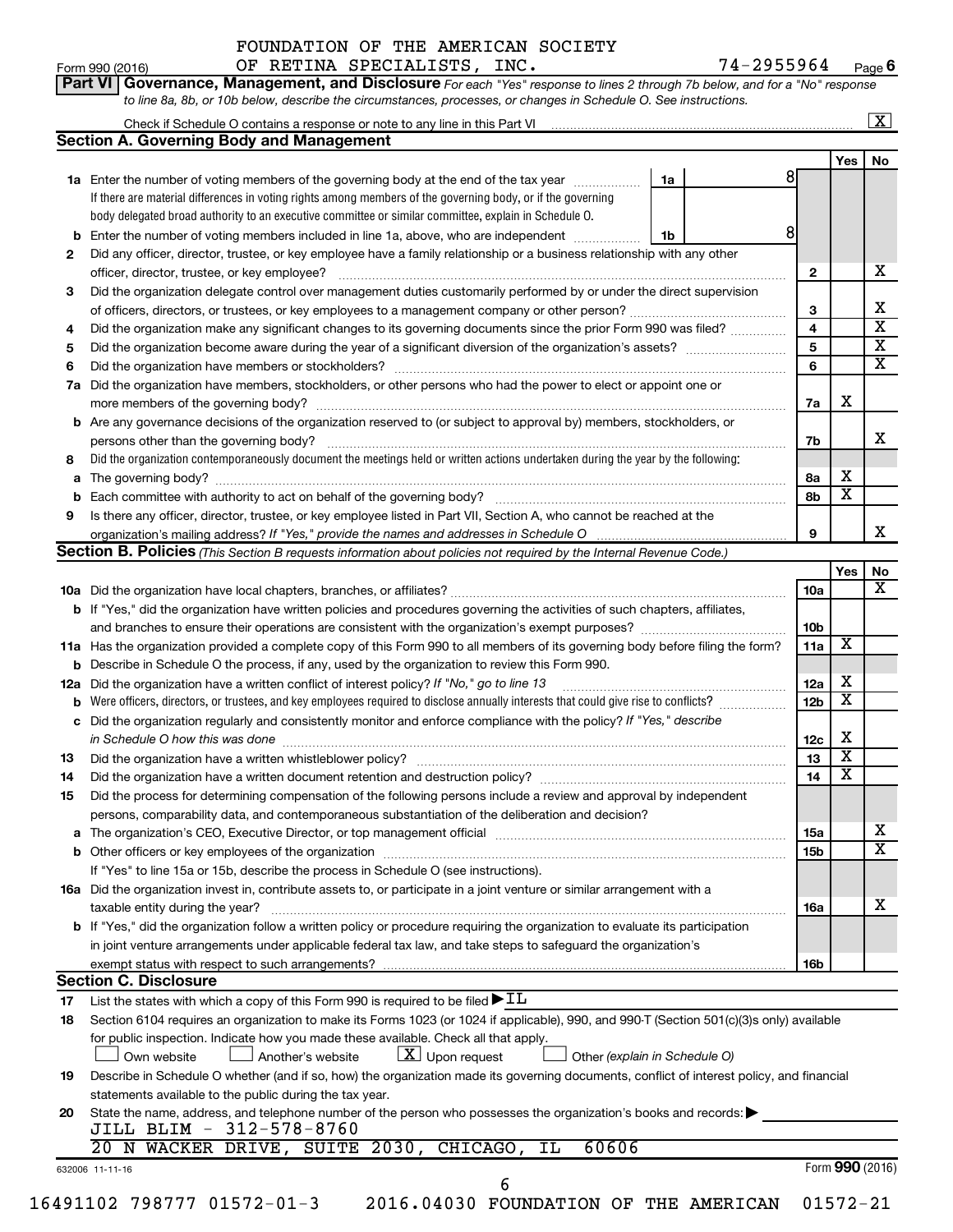FOUNDATION OF THE AMERICAN SOCIETY
Form 990 (2016) OF RETINA SPECIALISTS, INC. 74-2955964 Page 6

**Part VI Governance, Management, and Disclosure** *For each "Yes" response to lines 2 through 7b below, and for a "No" response to line 8a, 8b, or 10b below, describe the circumstances, processes, or changes in Schedule O. See instructions.*

Check if Schedule O contains a response or note to any line in this Part VI [X]

**Section A. Governing Body and Management**

| | | | | Yes | No |
|---|---|---|---|---|---|
| 1a | Enter the number of voting members of the governing body at the end of the tax year | 1a | 8 | | |
| | If there are material differences in voting rights among members of the governing body, or if the governing body delegated broad authority to an executive committee or similar committee, explain in Schedule O. | | | | |
| b | Enter the number of voting members included in line 1a, above, who are independent | 1b | 8 | | |
| 2 | Did any officer, director, trustee, or key employee have a family relationship or a business relationship with any other officer, director, trustee, or key employee? | 2 | | | X |
| 3 | Did the organization delegate control over management duties customarily performed by or under the direct supervision of officers, directors, or trustees, or key employees to a management company or other person? | 3 | | | X |
| 4 | Did the organization make any significant changes to its governing documents since the prior Form 990 was filed? | 4 | | | X |
| 5 | Did the organization become aware during the year of a significant diversion of the organization's assets? | 5 | | | X |
| 6 | Did the organization have members or stockholders? | 6 | | | X |
| 7a | Did the organization have members, stockholders, or other persons who had the power to elect or appoint one or more members of the governing body? | 7a | | X | |
| b | Are any governance decisions of the organization reserved to (or subject to approval by) members, stockholders, or persons other than the governing body? | 7b | | | X |
| 8 | Did the organization contemporaneously document the meetings held or written actions undertaken during the year by the following: | | | | |
| a | The governing body? | 8a | | X | |
| b | Each committee with authority to act on behalf of the governing body? | 8b | | X | |
| 9 | Is there any officer, director, trustee, or key employee listed in Part VII, Section A, who cannot be reached at the organization's mailing address? *If "Yes," provide the names and addresses in Schedule O* | 9 | | | X |

**Section B. Policies** *(This Section B requests information about policies not required by the Internal Revenue Code.)*

| | | | Yes | No |
|---|---|---|---|---|
| 10a | Did the organization have local chapters, branches, or affiliates? | 10a | | X |
| b | If "Yes," did the organization have written policies and procedures governing the activities of such chapters, affiliates, and branches to ensure their operations are consistent with the organization's exempt purposes? | 10b | | |
| 11a | Has the organization provided a complete copy of this Form 990 to all members of its governing body before filing the form? | 11a | X | |
| b | Describe in Schedule O the process, if any, used by the organization to review this Form 990. | | | |
| 12a | Did the organization have a written conflict of interest policy? *If "No," go to line 13* | 12a | X | |
| b | Were officers, directors, or trustees, and key employees required to disclose annually interests that could give rise to conflicts? | 12b | X | |
| c | Did the organization regularly and consistently monitor and enforce compliance with the policy? *If "Yes," describe in Schedule O how this was done* | 12c | X | |
| 13 | Did the organization have a written whistleblower policy? | 13 | X | |
| 14 | Did the organization have a written document retention and destruction policy? | 14 | X | |
| 15 | Did the process for determining compensation of the following persons include a review and approval by independent persons, comparability data, and contemporaneous substantiation of the deliberation and decision? | | | |
| a | The organization's CEO, Executive Director, or top management official | 15a | | X |
| b | Other officers or key employees of the organization | 15b | | X |
| | If "Yes" to line 15a or 15b, describe the process in Schedule O (see instructions). | | | |
| 16a | Did the organization invest in, contribute assets to, or participate in a joint venture or similar arrangement with a taxable entity during the year? | 16a | | X |
| b | If "Yes," did the organization follow a written policy or procedure requiring the organization to evaluate its participation in joint venture arrangements under applicable federal tax law, and take steps to safeguard the organization's exempt status with respect to such arrangements? | 16b | | |

**Section C. Disclosure**

17 List the states with which a copy of this Form 990 is required to be filed ▶ IL

18 Section 6104 requires an organization to make its Forms 1023 (or 1024 if applicable), 990, and 990-T (Section 501(c)(3)s only) available for public inspection. Indicate how you made these available. Check all that apply.
[ ] Own website [ ] Another's website [X] Upon request [ ] Other *(explain in Schedule O)*

19 Describe in Schedule O whether (and if so, how) the organization made its governing documents, conflict of interest policy, and financial statements available to the public during the tax year.

20 State the name, address, and telephone number of the person who possesses the organization's books and records: ▶
JILL BLIM - 312-578-8760
20 N WACKER DRIVE, SUITE 2030, CHICAGO, IL 60606

632006 11-11-16 Form **990** (2016)

16491102 798777 01572-01-3 2016.04030 FOUNDATION OF THE AMERICAN 01572-21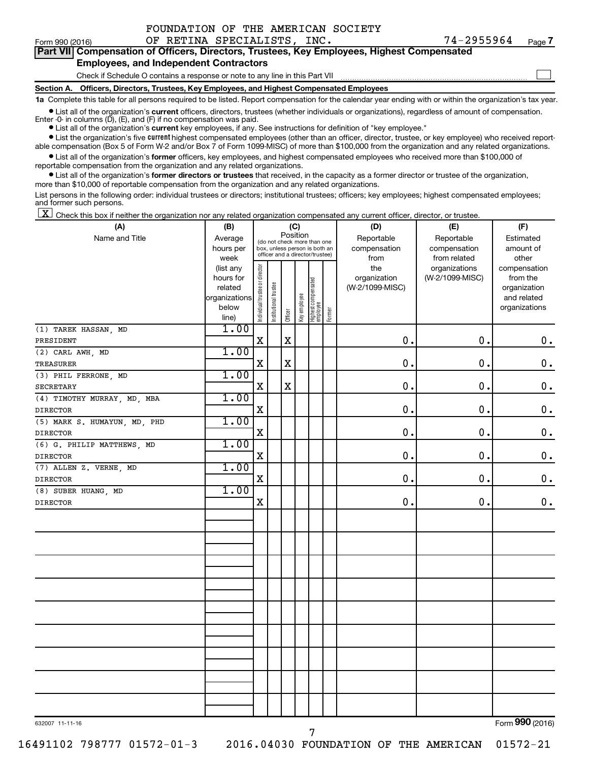FOUNDATION OF THE AMERICAN SOCIETY
OF RETINA SPECIALISTS, INC. 74-2955964

Form 990 (2016) Page 7

**Part VII Compensation of Officers, Directors, Trustees, Key Employees, Highest Compensated Employees, and Independent Contractors**

Check if Schedule O contains a response or note to any line in this Part VII ☐

**Section A. Officers, Directors, Trustees, Key Employees, and Highest Compensated Employees**

**1a** Complete this table for all persons required to be listed. Report compensation for the calendar year ending with or within the organization's tax year.

- List all of the organization's **current** officers, directors, trustees (whether individuals or organizations), regardless of amount of compensation. Enter -0- in columns (D), (E), and (F) if no compensation was paid.
- List all of the organization's **current** key employees, if any. See instructions for definition of "key employee."
- List the organization's five **current** highest compensated employees (other than an officer, director, trustee, or key employee) who received reportable compensation (Box 5 of Form W-2 and/or Box 7 of Form 1099-MISC) of more than $100,000 from the organization and any related organizations.
- List all of the organization's **former** officers, key employees, and highest compensated employees who received more than $100,000 of reportable compensation from the organization and any related organizations.
- List all of the organization's **former directors or trustees** that received, in the capacity as a former director or trustee of the organization, more than $10,000 of reportable compensation from the organization and any related organizations.

List persons in the following order: individual trustees or directors; institutional trustees; officers; key employees; highest compensated employees; and former such persons.

☒ Check this box if neither the organization nor any related organization compensated any current officer, director, or trustee.

| (A) Name and Title | (B) Average hours per week (list any hours for related organizations below line) | (C) Position: Individual trustee or director | Institutional trustee | Officer | Key employee | Highest compensated employee | Former | (D) Reportable compensation from the organization (W-2/1099-MISC) | (E) Reportable compensation from related organizations (W-2/1099-MISC) | (F) Estimated amount of other compensation from the organization and related organizations |
|---|---|---|---|---|---|---|---|---|---|---|
| (1) TAREK HASSAN, MD<br>PRESIDENT | 1.00 | X | | X | | | | 0. | 0. | 0. |
| (2) CARL AWH, MD<br>TREASURER | 1.00 | X | | X | | | | 0. | 0. | 0. |
| (3) PHIL FERRONE, MD<br>SECRETARY | 1.00 | X | | X | | | | 0. | 0. | 0. |
| (4) TIMOTHY MURRAY, MD, MBA<br>DIRECTOR | 1.00 | X | | | | | | 0. | 0. | 0. |
| (5) MARK S. HUMAYUN, MD, PHD<br>DIRECTOR | 1.00 | X | | | | | | 0. | 0. | 0. |
| (6) G. PHILIP MATTHEWS, MD<br>DIRECTOR | 1.00 | X | | | | | | 0. | 0. | 0. |
| (7) ALLEN Z. VERNE, MD<br>DIRECTOR | 1.00 | X | | | | | | 0. | 0. | 0. |
| (8) SUBER HUANG, MD<br>DIRECTOR | 1.00 | X | | | | | | 0. | 0. | 0. |

632007 11-11-16

Form **990** (2016)

16491102 798777 01572-01-3 2016.04030 FOUNDATION OF THE AMERICAN 01572-21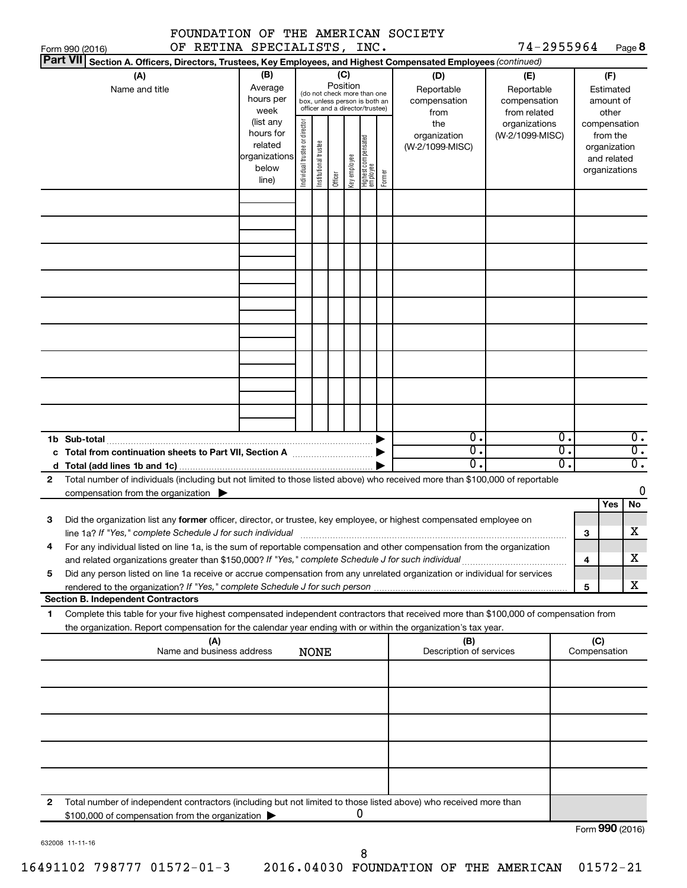FOUNDATION OF THE AMERICAN SOCIETY OF RETINA SPECIALISTS, INC. 74-2955964

Form 990 (2016) Page 8

**Part VII Section A. Officers, Directors, Trustees, Key Employees, and Highest Compensated Employees** *(continued)*

| (A) Name and title | (B) Average hours per week (list any hours for related organizations below line) | (C) Position (do not check more than one box, unless person is both an officer and a director/trustee): Individual trustee or director | Institutional trustee | Officer | Key employee | Highest compensated employee | Former | (D) Reportable compensation from the organization (W-2/1099-MISC) | (E) Reportable compensation from related organizations (W-2/1099-MISC) | (F) Estimated amount of other compensation from the organization and related organizations |
|---|---|---|---|---|---|---|---|---|---|---|
| | | | | | | | | | | |
| | | | | | | | | | | |
| | | | | | | | | | | |
| | | | | | | | | | | |
| | | | | | | | | | | |
| | | | | | | | | | | |
| | | | | | | | | | | |
| | | | | | | | | | | |
| | | | | | | | | | | |
| **1b Sub-total** | | | | | | | | 0. | 0. | 0. |
| **c Total from continuation sheets to Part VII, Section A** | | | | | | | | 0. | 0. | 0. |
| **d Total (add lines 1b and 1c)** | | | | | | | | 0. | 0. | 0. |

**2** Total number of individuals (including but not limited to those listed above) who received more than $100,000 of reportable compensation from the organization ▶ 0

| | | | Yes | No |
|---|---|---|---|---|
| **3** | Did the organization list any **former** officer, director, or trustee, key employee, or highest compensated employee on line 1a? *If "Yes," complete Schedule J for such individual* | 3 | | X |
| **4** | For any individual listed on line 1a, is the sum of reportable compensation and other compensation from the organization and related organizations greater than $150,000? *If "Yes," complete Schedule J for such individual* | 4 | | X |
| **5** | Did any person listed on line 1a receive or accrue compensation from any unrelated organization or individual for services rendered to the organization? *If "Yes," complete Schedule J for such person* | 5 | | X |

**Section B. Independent Contractors**

**1** Complete this table for your five highest compensated independent contractors that received more than $100,000 of compensation from the organization. Report compensation for the calendar year ending with or within the organization's tax year.

| (A) Name and business address NONE | (B) Description of services | (C) Compensation |
|---|---|---|
| | | |
| | | |
| | | |
| | | |
| | | |

**2** Total number of independent contractors (including but not limited to those listed above) who received more than $100,000 of compensation from the organization ▶ 0

Form **990** (2016)

632008 11-11-16

16491102 798777 01572-01-3 2016.04030 FOUNDATION OF THE AMERICAN 01572-21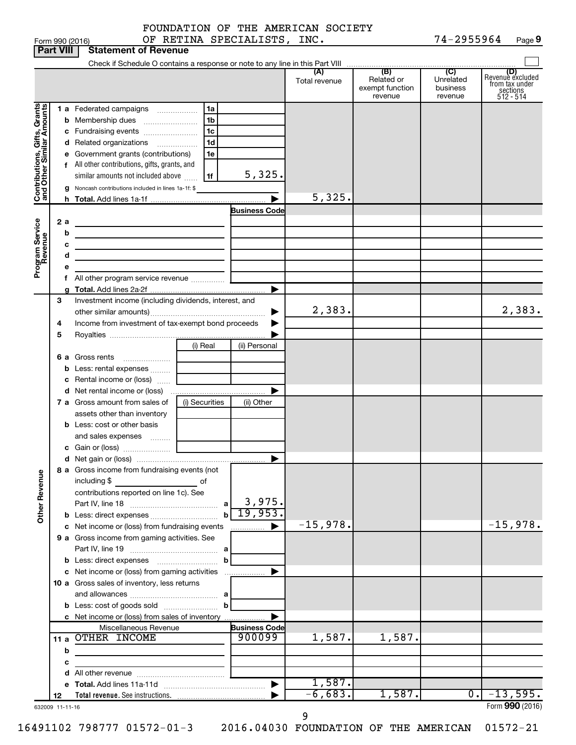FOUNDATION OF THE AMERICAN SOCIETY OF RETINA SPECIALISTS, INC. 74-2955964

Form 990 (2016)

## Part VIII Statement of Revenue

Check if Schedule O contains a response or note to any line in this Part VIII

| | | | | (A) Total revenue | (B) Related or exempt function revenue | (C) Unrelated business revenue | (D) Revenue excluded from tax under sections 512 - 514 |
|---|---|---|---|---|---|---|---|
| **Contributions, Gifts, Grants and Other Similar Amounts** | 1 a Federated campaigns | 1a | | | | | |
| | b Membership dues | 1b | | | | | |
| | c Fundraising events | 1c | | | | | |
| | d Related organizations | 1d | | | | | |
| | e Government grants (contributions) | 1e | | | | | |
| | f All other contributions, gifts, grants, and similar amounts not included above | 1f | 5,325. | | | | |
| | g Noncash contributions included in lines 1a-1f: $ | | | | | | |
| | h **Total.** Add lines 1a-1f | | | 5,325. | | | |
| **Program Service Revenue** | | | Business Code | | | | |
| | 2 a | | | | | | |
| | b | | | | | | |
| | c | | | | | | |
| | d | | | | | | |
| | e | | | | | | |
| | f All other program service revenue | | | | | | |
| | g **Total.** Add lines 2a-2f | | | | | | |
| | 3 Investment income (including dividends, interest, and other similar amounts) | | | 2,383. | | | 2,383. |
| | 4 Income from investment of tax-exempt bond proceeds | | | | | | |
| | 5 Royalties | | | | | | |
| | | (i) Real | (ii) Personal | | | | |
| | 6 a Gross rents | | | | | | |
| | b Less: rental expenses | | | | | | |
| | c Rental income or (loss) | | | | | | |
| | d Net rental income or (loss) | | | | | | |
| | 7 a Gross amount from sales of assets other than inventory | (i) Securities | (ii) Other | | | | |
| | b Less: cost or other basis and sales expenses | | | | | | |
| | c Gain or (loss) | | | | | | |
| | d Net gain or (loss) | | | | | | |
| **Other Revenue** | 8 a Gross income from fundraising events (not including $ of contributions reported on line 1c). See Part IV, line 18 | a | 3,975. | | | | |
| | b Less: direct expenses | b | 19,953. | | | | |
| | c Net income or (loss) from fundraising events | | | -15,978. | | | -15,978. |
| | 9 a Gross income from gaming activities. See Part IV, line 19 | a | | | | | |
| | b Less: direct expenses | b | | | | | |
| | c Net income or (loss) from gaming activities | | | | | | |
| | 10 a Gross sales of inventory, less returns and allowances | a | | | | | |
| | b Less: cost of goods sold | b | | | | | |
| | c Net income or (loss) from sales of inventory | | | | | | |
| | Miscellaneous Revenue | | Business Code | | | | |
| | 11 a OTHER INCOME | | 900099 | 1,587. | 1,587. | | |
| | b | | | | | | |
| | c | | | | | | |
| | d All other revenue | | | | | | |
| | e **Total.** Add lines 11a-11d | | | 1,587. | | | |
| | 12 **Total revenue.** See instructions. | | | -6,683. | 1,587. | 0. | -13,595. |

632009 11-11-16

Form **990** (2016)

16491102 798777 01572-01-3 2016.04030 FOUNDATION OF THE AMERICAN 01572-21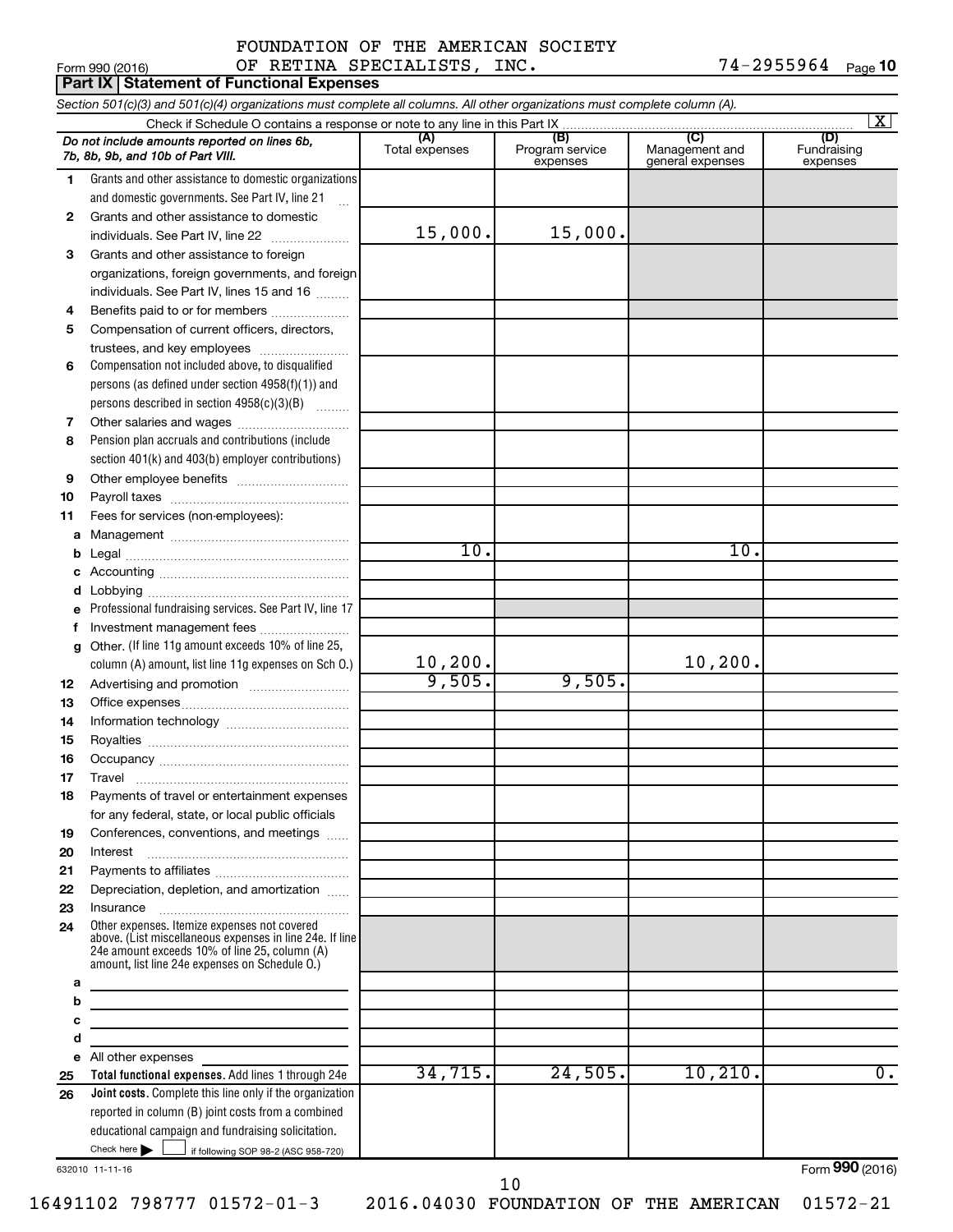FOUNDATION OF THE AMERICAN SOCIETY

Form 990 (2016) OF RETINA SPECIALISTS, INC. 74-2955964 Page 10

**Part IX Statement of Functional Expenses**

*Section 501(c)(3) and 501(c)(4) organizations must complete all columns. All other organizations must complete column (A).*

Check if Schedule O contains a response or note to any line in this Part IX [X]

| *Do not include amounts reported on lines 6b, 7b, 8b, 9b, and 10b of Part VIII.* | (A) Total expenses | (B) Program service expenses | (C) Management and general expenses | (D) Fundraising expenses |
|---|---|---|---|---|
| 1 Grants and other assistance to domestic organizations and domestic governments. See Part IV, line 21 | | | | |
| 2 Grants and other assistance to domestic individuals. See Part IV, line 22 | 15,000. | 15,000. | | |
| 3 Grants and other assistance to foreign organizations, foreign governments, and foreign individuals. See Part IV, lines 15 and 16 | | | | |
| 4 Benefits paid to or for members | | | | |
| 5 Compensation of current officers, directors, trustees, and key employees | | | | |
| 6 Compensation not included above, to disqualified persons (as defined under section 4958(f)(1)) and persons described in section 4958(c)(3)(B) | | | | |
| 7 Other salaries and wages | | | | |
| 8 Pension plan accruals and contributions (include section 401(k) and 403(b) employer contributions) | | | | |
| 9 Other employee benefits | | | | |
| 10 Payroll taxes | | | | |
| 11 Fees for services (non-employees): | | | | |
| a Management | | | | |
| b Legal | 10. | | 10. | |
| c Accounting | | | | |
| d Lobbying | | | | |
| e Professional fundraising services. See Part IV, line 17 | | | | |
| f Investment management fees | | | | |
| g Other. (If line 11g amount exceeds 10% of line 25, column (A) amount, list line 11g expenses on Sch O.) | 10,200. | | 10,200. | |
| 12 Advertising and promotion | 9,505. | 9,505. | | |
| 13 Office expenses | | | | |
| 14 Information technology | | | | |
| 15 Royalties | | | | |
| 16 Occupancy | | | | |
| 17 Travel | | | | |
| 18 Payments of travel or entertainment expenses for any federal, state, or local public officials | | | | |
| 19 Conferences, conventions, and meetings | | | | |
| 20 Interest | | | | |
| 21 Payments to affiliates | | | | |
| 22 Depreciation, depletion, and amortization | | | | |
| 23 Insurance | | | | |
| 24 Other expenses. Itemize expenses not covered above. (List miscellaneous expenses in line 24e. If line 24e amount exceeds 10% of line 25, column (A) amount, list line 24e expenses on Schedule O.) | | | | |
| a | | | | |
| b | | | | |
| c | | | | |
| d | | | | |
| e All other expenses | | | | |
| 25 **Total functional expenses.** Add lines 1 through 24e | 34,715. | 24,505. | 10,210. | 0. |
| 26 **Joint costs.** Complete this line only if the organization reported in column (B) joint costs from a combined educational campaign and fundraising solicitation. Check here [ ] if following SOP 98-2 (ASC 958-720) | | | | |

632010 11-11-16

Form 990 (2016)

16491102 798777 01572-01-3 2016.04030 FOUNDATION OF THE AMERICAN 01572-21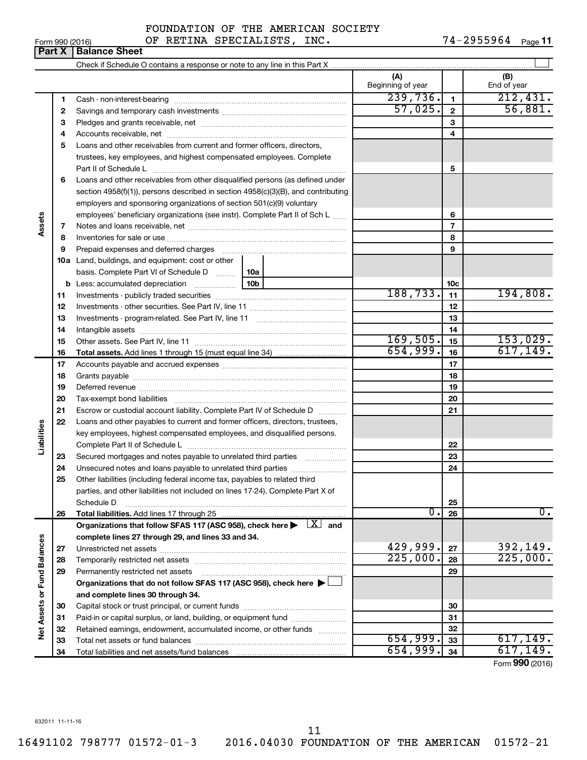FOUNDATION OF THE AMERICAN SOCIETY OF RETINA SPECIALISTS, INC. 74-2955964

Form 990 (2016)

## Part X | Balance Sheet

Check if Schedule O contains a response or note to any line in this Part X

| | | | (A) Beginning of year | | (B) End of year |
|---|---|---|---|---|---|
| Assets | 1 | Cash - non-interest-bearing | 239,736. | 1 | 212,431. |
| | 2 | Savings and temporary cash investments | 57,025. | 2 | 56,881. |
| | 3 | Pledges and grants receivable, net | | 3 | |
| | 4 | Accounts receivable, net | | 4 | |
| | 5 | Loans and other receivables from current and former officers, directors, trustees, key employees, and highest compensated employees. Complete Part II of Schedule L | | 5 | |
| | 6 | Loans and other receivables from other disqualified persons (as defined under section 4958(f)(1)), persons described in section 4958(c)(3)(B), and contributing employers and sponsoring organizations of section 501(c)(9) voluntary employees' beneficiary organizations (see instr). Complete Part II of Sch L | | 6 | |
| | 7 | Notes and loans receivable, net | | 7 | |
| | 8 | Inventories for sale or use | | 8 | |
| | 9 | Prepaid expenses and deferred charges | | 9 | |
| | 10a | Land, buildings, and equipment: cost or other basis. Complete Part VI of Schedule D 10a | | | |
| | b | Less: accumulated depreciation 10b | | 10c | |
| | 11 | Investments - publicly traded securities | 188,733. | 11 | 194,808. |
| | 12 | Investments - other securities. See Part IV, line 11 | | 12 | |
| | 13 | Investments - program-related. See Part IV, line 11 | | 13 | |
| | 14 | Intangible assets | | 14 | |
| | 15 | Other assets. See Part IV, line 11 | 169,505. | 15 | 153,029. |
| | 16 | **Total assets.** Add lines 1 through 15 (must equal line 34) | 654,999. | 16 | 617,149. |
| Liabilities | 17 | Accounts payable and accrued expenses | | 17 | |
| | 18 | Grants payable | | 18 | |
| | 19 | Deferred revenue | | 19 | |
| | 20 | Tax-exempt bond liabilities | | 20 | |
| | 21 | Escrow or custodial account liability. Complete Part IV of Schedule D | | 21 | |
| | 22 | Loans and other payables to current and former officers, directors, trustees, key employees, highest compensated employees, and disqualified persons. Complete Part II of Schedule L | | 22 | |
| | 23 | Secured mortgages and notes payable to unrelated third parties | | 23 | |
| | 24 | Unsecured notes and loans payable to unrelated third parties | | 24 | |
| | 25 | Other liabilities (including federal income tax, payables to related third parties, and other liabilities not included on lines 17-24). Complete Part X of Schedule D | | 25 | |
| | 26 | **Total liabilities.** Add lines 17 through 25 | 0. | 26 | 0. |
| Net Assets or Fund Balances | | **Organizations that follow SFAS 117 (ASC 958), check here ▶ [X] and complete lines 27 through 29, and lines 33 and 34.** | | | |
| | 27 | Unrestricted net assets | 429,999. | 27 | 392,149. |
| | 28 | Temporarily restricted net assets | 225,000. | 28 | 225,000. |
| | 29 | Permanently restricted net assets | | 29 | |
| | | **Organizations that do not follow SFAS 117 (ASC 958), check here ▶ [ ] and complete lines 30 through 34.** | | | |
| | 30 | Capital stock or trust principal, or current funds | | 30 | |
| | 31 | Paid-in or capital surplus, or land, building, or equipment fund | | 31 | |
| | 32 | Retained earnings, endowment, accumulated income, or other funds | | 32 | |
| | 33 | Total net assets or fund balances | 654,999. | 33 | 617,149. |
| | 34 | Total liabilities and net assets/fund balances | 654,999. | 34 | 617,149. |

Form **990** (2016)

632011 11-11-16

16491102 798777 01572-01-3 2016.04030 FOUNDATION OF THE AMERICAN 01572-21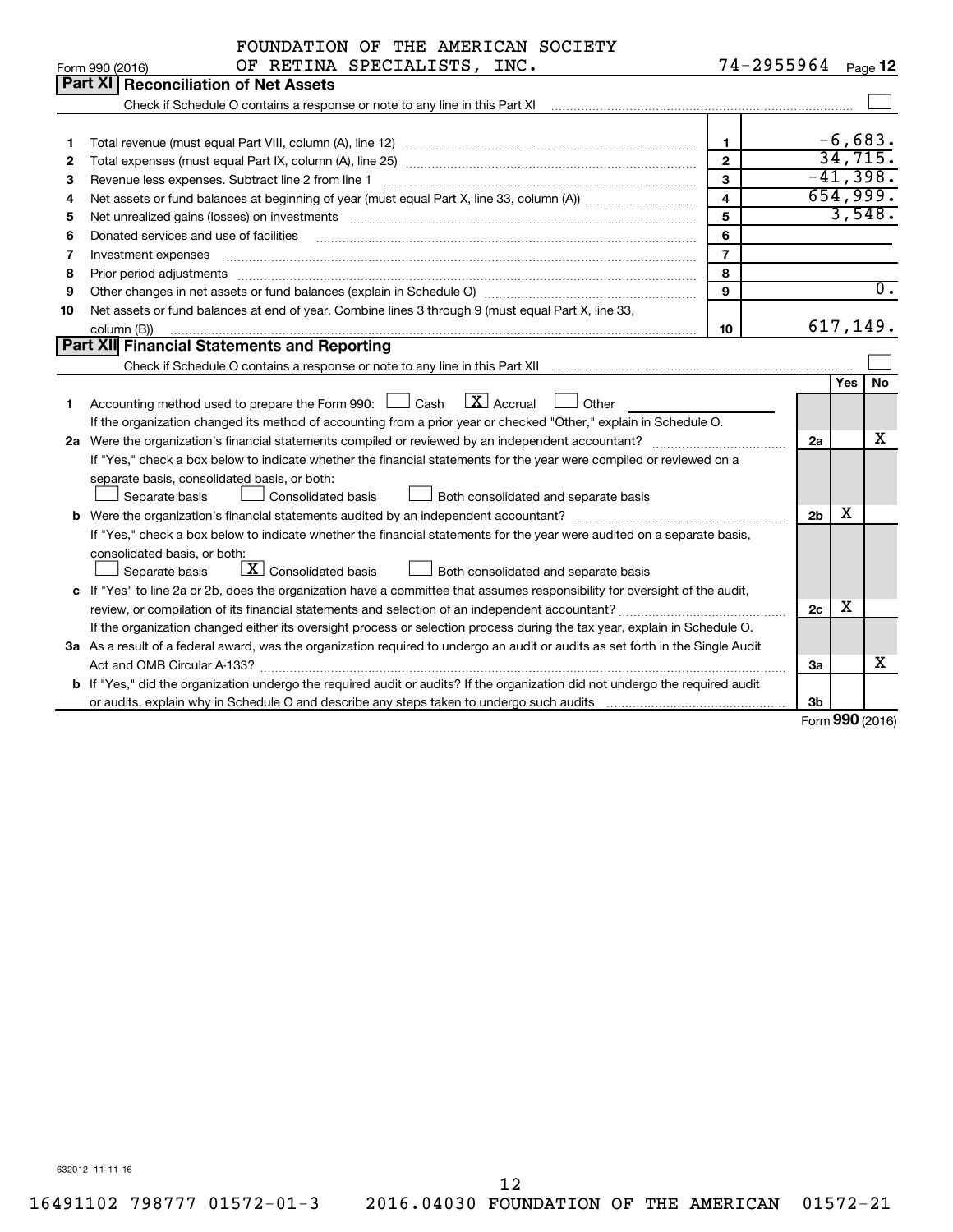FOUNDATION OF THE AMERICAN SOCIETY OF RETINA SPECIALISTS, INC. 74-2955964

Form 990 (2016)

## Part XI Reconciliation of Net Assets

Check if Schedule O contains a response or note to any line in this Part XI ☐

| | | | |
|---|---|---|---|
| 1 | Total revenue (must equal Part VIII, column (A), line 12) | 1 | -6,683. |
| 2 | Total expenses (must equal Part IX, column (A), line 25) | 2 | 34,715. |
| 3 | Revenue less expenses. Subtract line 2 from line 1 | 3 | -41,398. |
| 4 | Net assets or fund balances at beginning of year (must equal Part X, line 33, column (A)) | 4 | 654,999. |
| 5 | Net unrealized gains (losses) on investments | 5 | 3,548. |
| 6 | Donated services and use of facilities | 6 | |
| 7 | Investment expenses | 7 | |
| 8 | Prior period adjustments | 8 | |
| 9 | Other changes in net assets or fund balances (explain in Schedule O) | 9 | 0. |
| 10 | Net assets or fund balances at end of year. Combine lines 3 through 9 (must equal Part X, line 33, column (B)) | 10 | 617,149. |

## Part XII Financial Statements and Reporting

Check if Schedule O contains a response or note to any line in this Part XII ☐

| | | | Yes | No |
|---|---|---|---|---|
| 1 | Accounting method used to prepare the Form 990: ☐ Cash ☒ Accrual ☐ Other<br>If the organization changed its method of accounting from a prior year or checked "Other," explain in Schedule O. | | | |
| 2a | Were the organization's financial statements compiled or reviewed by an independent accountant?<br>If "Yes," check a box below to indicate whether the financial statements for the year were compiled or reviewed on a separate basis, consolidated basis, or both:<br>☐ Separate basis ☐ Consolidated basis ☐ Both consolidated and separate basis | 2a | | X |
| b | Were the organization's financial statements audited by an independent accountant?<br>If "Yes," check a box below to indicate whether the financial statements for the year were audited on a separate basis, consolidated basis, or both:<br>☐ Separate basis ☒ Consolidated basis ☐ Both consolidated and separate basis | 2b | X | |
| c | If "Yes" to line 2a or 2b, does the organization have a committee that assumes responsibility for oversight of the audit, review, or compilation of its financial statements and selection of an independent accountant?<br>If the organization changed either its oversight process or selection process during the tax year, explain in Schedule O. | 2c | X | |
| 3a | As a result of a federal award, was the organization required to undergo an audit or audits as set forth in the Single Audit Act and OMB Circular A-133? | 3a | | X |
| b | If "Yes," did the organization undergo the required audit or audits? If the organization did not undergo the required audit or audits, explain why in Schedule O and describe any steps taken to undergo such audits | 3b | | |

Form 990 (2016)

632012 11-11-16

16491102 798777 01572-01-3 2016.04030 FOUNDATION OF THE AMERICAN 01572-21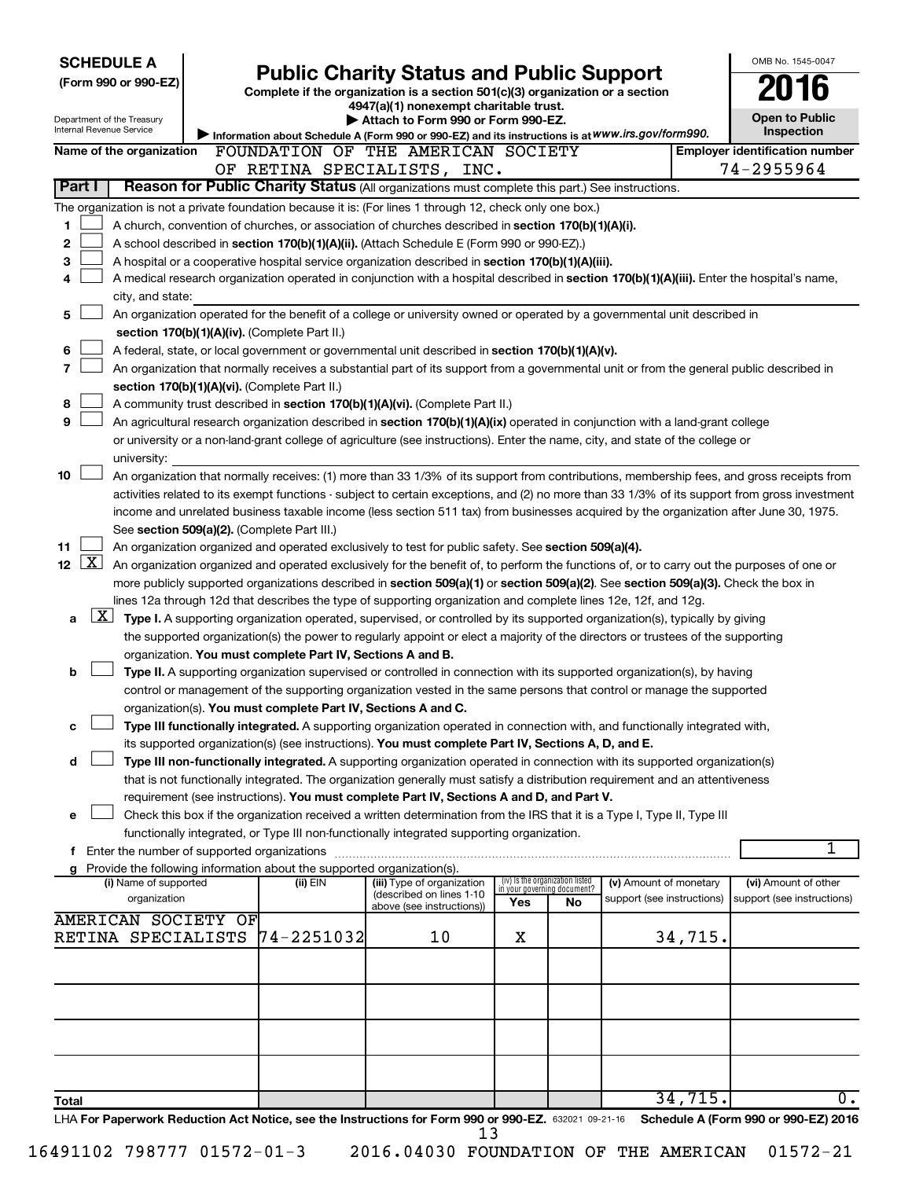**SCHEDULE A**
**(Form 990 or 990-EZ)**

Department of the Treasury
Internal Revenue Service

# Public Charity Status and Public Support

**Complete if the organization is a section 501(c)(3) organization or a section 4947(a)(1) nonexempt charitable trust.**
**▶ Attach to Form 990 or Form 990-EZ.**
**▶ Information about Schedule A (Form 990 or 990-EZ) and its instructions is at www.irs.gov/form990.**

OMB No. 1545-0047
**2016**
**Open to Public Inspection**

**Name of the organization** FOUNDATION OF THE AMERICAN SOCIETY OF RETINA SPECIALISTS, INC.
**Employer identification number** 74-2955964

**Part I** **Reason for Public Charity Status** (All organizations must complete this part.) See instructions.

The organization is not a private foundation because it is: (For lines 1 through 12, check only one box.)

1 ☐ A church, convention of churches, or association of churches described in **section 170(b)(1)(A)(i).**
2 ☐ A school described in **section 170(b)(1)(A)(ii).** (Attach Schedule E (Form 990 or 990-EZ).)
3 ☐ A hospital or a cooperative hospital service organization described in **section 170(b)(1)(A)(iii).**
4 ☐ A medical research organization operated in conjunction with a hospital described in **section 170(b)(1)(A)(iii).** Enter the hospital's name, city, and state:
5 ☐ An organization operated for the benefit of a college or university owned or operated by a governmental unit described in **section 170(b)(1)(A)(iv).** (Complete Part II.)
6 ☐ A federal, state, or local government or governmental unit described in **section 170(b)(1)(A)(v).**
7 ☐ An organization that normally receives a substantial part of its support from a governmental unit or from the general public described in **section 170(b)(1)(A)(vi).** (Complete Part II.)
8 ☐ A community trust described in **section 170(b)(1)(A)(vi).** (Complete Part II.)
9 ☐ An agricultural research organization described in **section 170(b)(1)(A)(ix)** operated in conjunction with a land-grant college or university or a non-land-grant college of agriculture (see instructions). Enter the name, city, and state of the college or university:
10 ☐ An organization that normally receives: (1) more than 33 1/3% of its support from contributions, membership fees, and gross receipts from activities related to its exempt functions - subject to certain exceptions, and (2) no more than 33 1/3% of its support from gross investment income and unrelated business taxable income (less section 511 tax) from businesses acquired by the organization after June 30, 1975. See **section 509(a)(2).** (Complete Part III.)
11 ☐ An organization organized and operated exclusively to test for public safety. See **section 509(a)(4).**
12 ☒ An organization organized and operated exclusively for the benefit of, to perform the functions of, or to carry out the purposes of one or more publicly supported organizations described in **section 509(a)(1)** or **section 509(a)(2).** See **section 509(a)(3).** Check the box in lines 12a through 12d that describes the type of supporting organization and complete lines 12e, 12f, and 12g.

a ☒ **Type I.** A supporting organization operated, supervised, or controlled by its supported organization(s), typically by giving the supported organization(s) the power to regularly appoint or elect a majority of the directors or trustees of the supporting organization. **You must complete Part IV, Sections A and B.**

b ☐ **Type II.** A supporting organization supervised or controlled in connection with its supported organization(s), by having control or management of the supporting organization vested in the same persons that control or manage the supported organization(s). **You must complete Part IV, Sections A and C.**

c ☐ **Type III functionally integrated.** A supporting organization operated in connection with, and functionally integrated with, its supported organization(s) (see instructions). **You must complete Part IV, Sections A, D, and E.**

d ☐ **Type III non-functionally integrated.** A supporting organization operated in connection with its supported organization(s) that is not functionally integrated. The organization generally must satisfy a distribution requirement and an attentiveness requirement (see instructions). **You must complete Part IV, Sections A and D, and Part V.**

e ☐ Check this box if the organization received a written determination from the IRS that it is a Type I, Type II, Type III functionally integrated, or Type III non-functionally integrated supporting organization.

f Enter the number of supported organizations ..... 1

g Provide the following information about the supported organization(s).

| (i) Name of supported organization | (ii) EIN | (iii) Type of organization (described on lines 1-10 above (see instructions)) | (iv) Is the organization listed in your governing document? Yes | No | (v) Amount of monetary support (see instructions) | (vi) Amount of other support (see instructions) |
|---|---|---|---|---|---|---|
| AMERICAN SOCIETY OF RETINA SPECIALISTS | 74-2251032 | 10 | X | | 34,715. | |
| | | | | | | |
| | | | | | | |
| | | | | | | |
| | | | | | | |
| **Total** | | | | | 34,715. | 0. |

LHA **For Paperwork Reduction Act Notice, see the Instructions for Form 990 or 990-EZ.** 632021 09-21-16 **Schedule A (Form 990 or 990-EZ) 2016**

16491102 798777 01572-01-3 2016.04030 FOUNDATION OF THE AMERICAN 01572-21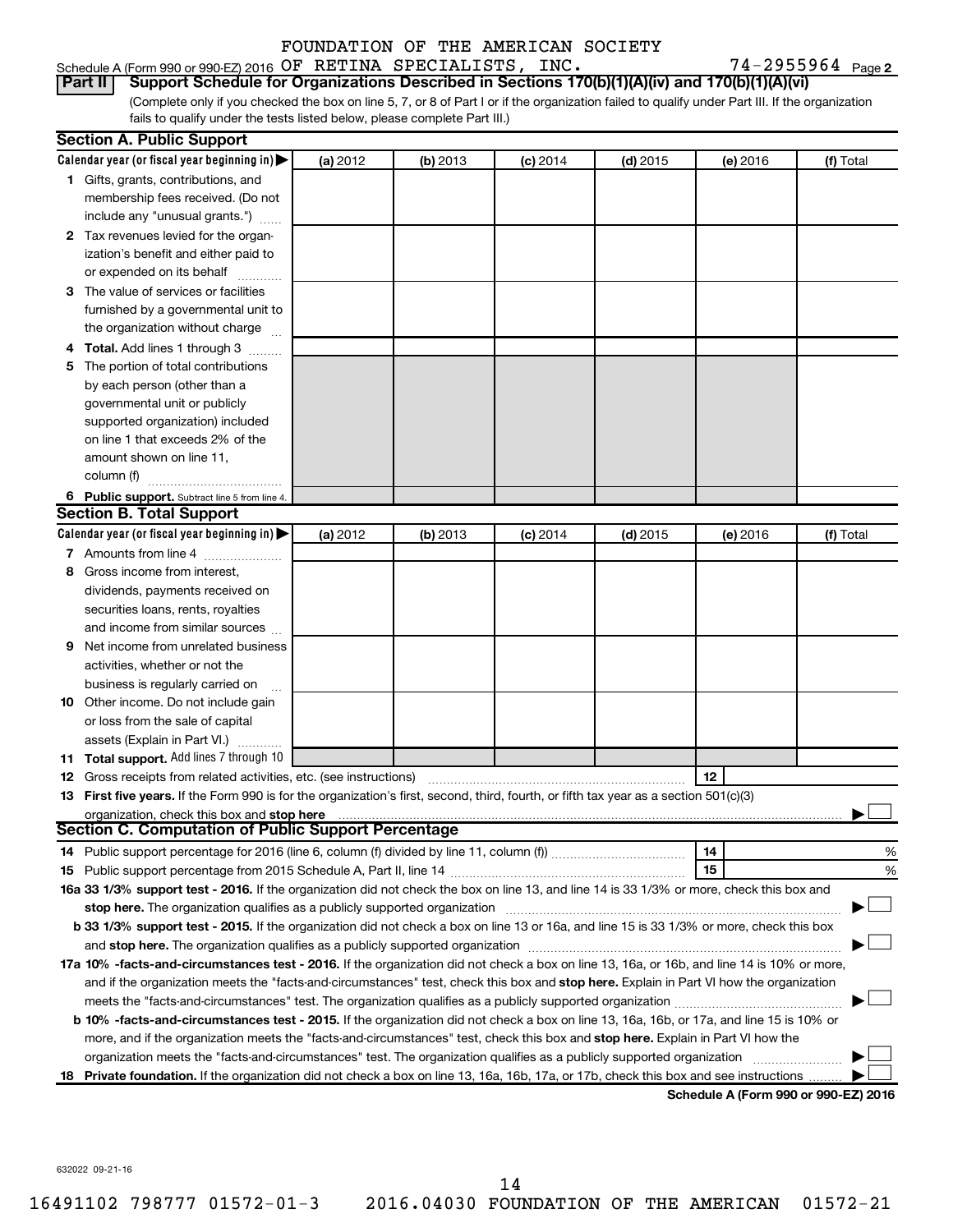FOUNDATION OF THE AMERICAN SOCIETY

Schedule A (Form 990 or 990-EZ) 2016 OF RETINA SPECIALISTS, INC. 74-2955964 Page 2

**Part II Support Schedule for Organizations Described in Sections 170(b)(1)(A)(iv) and 170(b)(1)(A)(vi)**

(Complete only if you checked the box on line 5, 7, or 8 of Part I or if the organization failed to qualify under Part III. If the organization fails to qualify under the tests listed below, please complete Part III.)

## Section A. Public Support

| Calendar year (or fiscal year beginning in) | (a) 2012 | (b) 2013 | (c) 2014 | (d) 2015 | (e) 2016 | (f) Total |
|---|---|---|---|---|---|---|
| 1 Gifts, grants, contributions, and membership fees received. (Do not include any "unusual grants.") | | | | | | |
| 2 Tax revenues levied for the organization's benefit and either paid to or expended on its behalf | | | | | | |
| 3 The value of services or facilities furnished by a governmental unit to the organization without charge | | | | | | |
| 4 **Total.** Add lines 1 through 3 | | | | | | |
| 5 The portion of total contributions by each person (other than a governmental unit or publicly supported organization) included on line 1 that exceeds 2% of the amount shown on line 11, column (f) | | | | | | |
| 6 **Public support.** Subtract line 5 from line 4. | | | | | | |

## Section B. Total Support

| Calendar year (or fiscal year beginning in) | (a) 2012 | (b) 2013 | (c) 2014 | (d) 2015 | (e) 2016 | (f) Total |
|---|---|---|---|---|---|---|
| 7 Amounts from line 4 | | | | | | |
| 8 Gross income from interest, dividends, payments received on securities loans, rents, royalties and income from similar sources | | | | | | |
| 9 Net income from unrelated business activities, whether or not the business is regularly carried on | | | | | | |
| 10 Other income. Do not include gain or loss from the sale of capital assets (Explain in Part VI.) | | | | | | |
| 11 **Total support.** Add lines 7 through 10 | | | | | | |

12 Gross receipts from related activities, etc. (see instructions) | 12 |

13 **First five years.** If the Form 990 is for the organization's first, second, third, fourth, or fifth tax year as a section 501(c)(3) organization, check this box and **stop here** ☐

## Section C. Computation of Public Support Percentage

14 Public support percentage for 2016 (line 6, column (f) divided by line 11, column (f)) | 14 | %

15 Public support percentage from 2015 Schedule A, Part II, line 14 | 15 | %

**16a 33 1/3% support test - 2016.** If the organization did not check the box on line 13, and line 14 is 33 1/3% or more, check this box and **stop here.** The organization qualifies as a publicly supported organization ☐

**b 33 1/3% support test - 2015.** If the organization did not check a box on line 13 or 16a, and line 15 is 33 1/3% or more, check this box and **stop here.** The organization qualifies as a publicly supported organization ☐

**17a 10% -facts-and-circumstances test - 2016.** If the organization did not check a box on line 13, 16a, or 16b, and line 14 is 10% or more, and if the organization meets the "facts-and-circumstances" test, check this box and **stop here.** Explain in Part VI how the organization meets the "facts-and-circumstances" test. The organization qualifies as a publicly supported organization ☐

**b 10% -facts-and-circumstances test - 2015.** If the organization did not check a box on line 13, 16a, 16b, or 17a, and line 15 is 10% or more, and if the organization meets the "facts-and-circumstances" test, check this box and **stop here.** Explain in Part VI how the organization meets the "facts-and-circumstances" test. The organization qualifies as a publicly supported organization ☐

**18 Private foundation.** If the organization did not check a box on line 13, 16a, 16b, 17a, or 17b, check this box and see instructions ☐

**Schedule A (Form 990 or 990-EZ) 2016**

632022 09-21-16

16491102 798777 01572-01-3 2016.04030 FOUNDATION OF THE AMERICAN 01572-21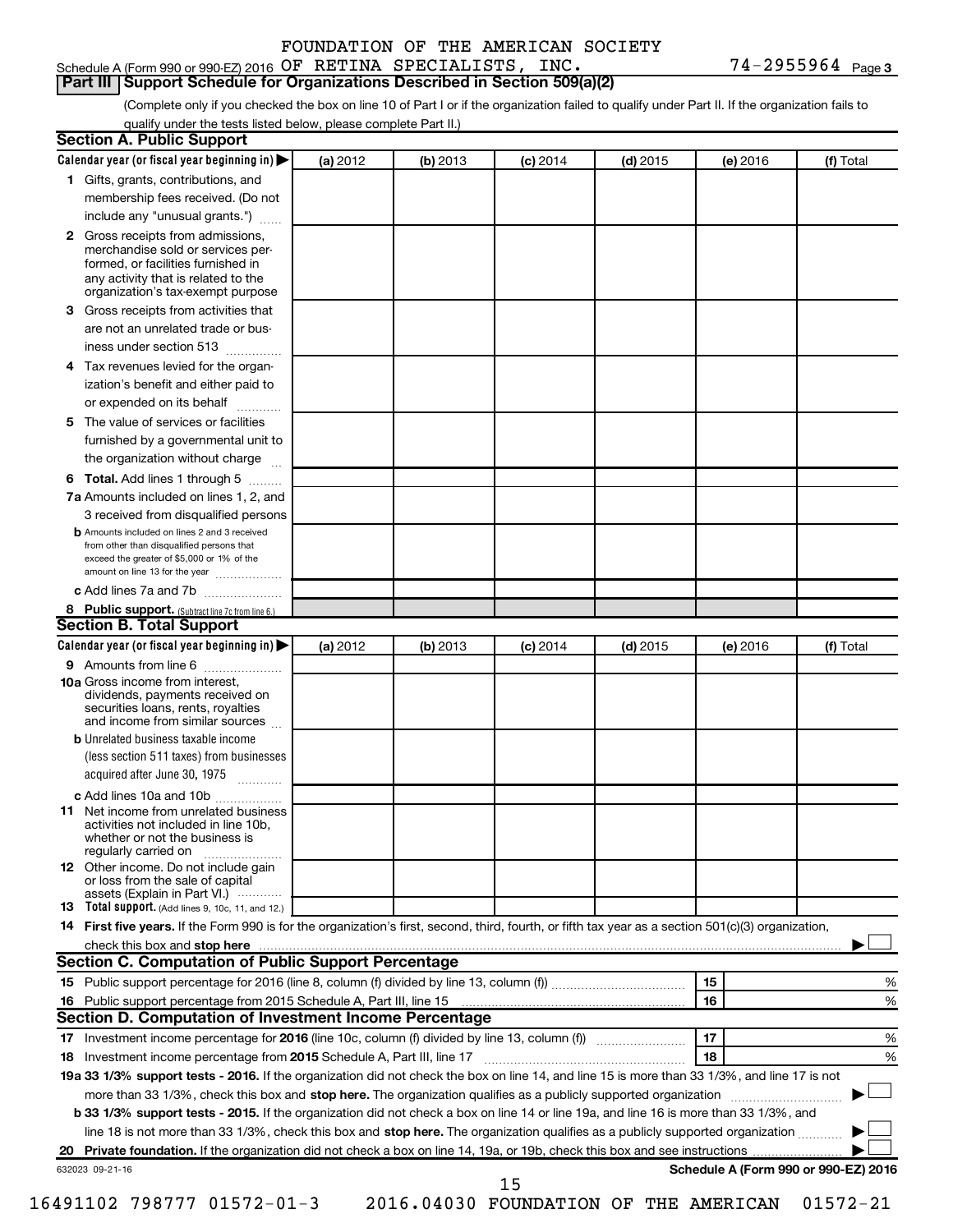FOUNDATION OF THE AMERICAN SOCIETY

Schedule A (Form 990 or 990-EZ) 2016 OF RETINA SPECIALISTS, INC. 74-2955964 Page 3

**Part III Support Schedule for Organizations Described in Section 509(a)(2)**

(Complete only if you checked the box on line 10 of Part I or if the organization failed to qualify under Part II. If the organization fails to qualify under the tests listed below, please complete Part II.)

## Section A. Public Support

| Calendar year (or fiscal year beginning in) ▶ | (a) 2012 | (b) 2013 | (c) 2014 | (d) 2015 | (e) 2016 | (f) Total |
|---|---|---|---|---|---|---|
| 1 Gifts, grants, contributions, and membership fees received. (Do not include any "unusual grants.") | | | | | | |
| 2 Gross receipts from admissions, merchandise sold or services performed, or facilities furnished in any activity that is related to the organization's tax-exempt purpose | | | | | | |
| 3 Gross receipts from activities that are not an unrelated trade or business under section 513 | | | | | | |
| 4 Tax revenues levied for the organization's benefit and either paid to or expended on its behalf | | | | | | |
| 5 The value of services or facilities furnished by a governmental unit to the organization without charge | | | | | | |
| 6 **Total.** Add lines 1 through 5 | | | | | | |
| 7a Amounts included on lines 1, 2, and 3 received from disqualified persons | | | | | | |
| b Amounts included on lines 2 and 3 received from other than disqualified persons that exceed the greater of $5,000 or 1% of the amount on line 13 for the year | | | | | | |
| c Add lines 7a and 7b | | | | | | |
| 8 **Public support.** (Subtract line 7c from line 6.) | | | | | | |

## Section B. Total Support

| Calendar year (or fiscal year beginning in) ▶ | (a) 2012 | (b) 2013 | (c) 2014 | (d) 2015 | (e) 2016 | (f) Total |
|---|---|---|---|---|---|---|
| 9 Amounts from line 6 | | | | | | |
| 10a Gross income from interest, dividends, payments received on securities loans, rents, royalties and income from similar sources | | | | | | |
| b Unrelated business taxable income (less section 511 taxes) from businesses acquired after June 30, 1975 | | | | | | |
| c Add lines 10a and 10b | | | | | | |
| 11 Net income from unrelated business activities not included in line 10b, whether or not the business is regularly carried on | | | | | | |
| 12 Other income. Do not include gain or loss from the sale of capital assets (Explain in Part VI.) | | | | | | |
| 13 **Total support.** (Add lines 9, 10c, 11, and 12.) | | | | | | |

14 **First five years.** If the Form 990 is for the organization's first, second, third, fourth, or fifth tax year as a section 501(c)(3) organization, check this box and **stop here** ▶ ☐

## Section C. Computation of Public Support Percentage

| | | | |
|---|---|---|---|
| 15 Public support percentage for 2016 (line 8, column (f) divided by line 13, column (f)) | 15 | | % |
| 16 Public support percentage from 2015 Schedule A, Part III, line 15 | 16 | | % |

## Section D. Computation of Investment Income Percentage

| | | | |
|---|---|---|---|
| 17 Investment income percentage for **2016** (line 10c, column (f) divided by line 13, column (f)) | 17 | | % |
| 18 Investment income percentage from **2015** Schedule A, Part III, line 17 | 18 | | % |

**19a 33 1/3% support tests - 2016.** If the organization did not check the box on line 14, and line 15 is more than 33 1/3%, and line 17 is not more than 33 1/3%, check this box and **stop here.** The organization qualifies as a publicly supported organization ▶ ☐

**b 33 1/3% support tests - 2015.** If the organization did not check a box on line 14 or line 19a, and line 16 is more than 33 1/3%, and line 18 is not more than 33 1/3%, check this box and **stop here.** The organization qualifies as a publicly supported organization ▶ ☐

**20 Private foundation.** If the organization did not check a box on line 14, 19a, or 19b, check this box and see instructions ▶ ☐

632023 09-21-16 **Schedule A (Form 990 or 990-EZ) 2016**

16491102 798777 01572-01-3 2016.04030 FOUNDATION OF THE AMERICAN 01572-21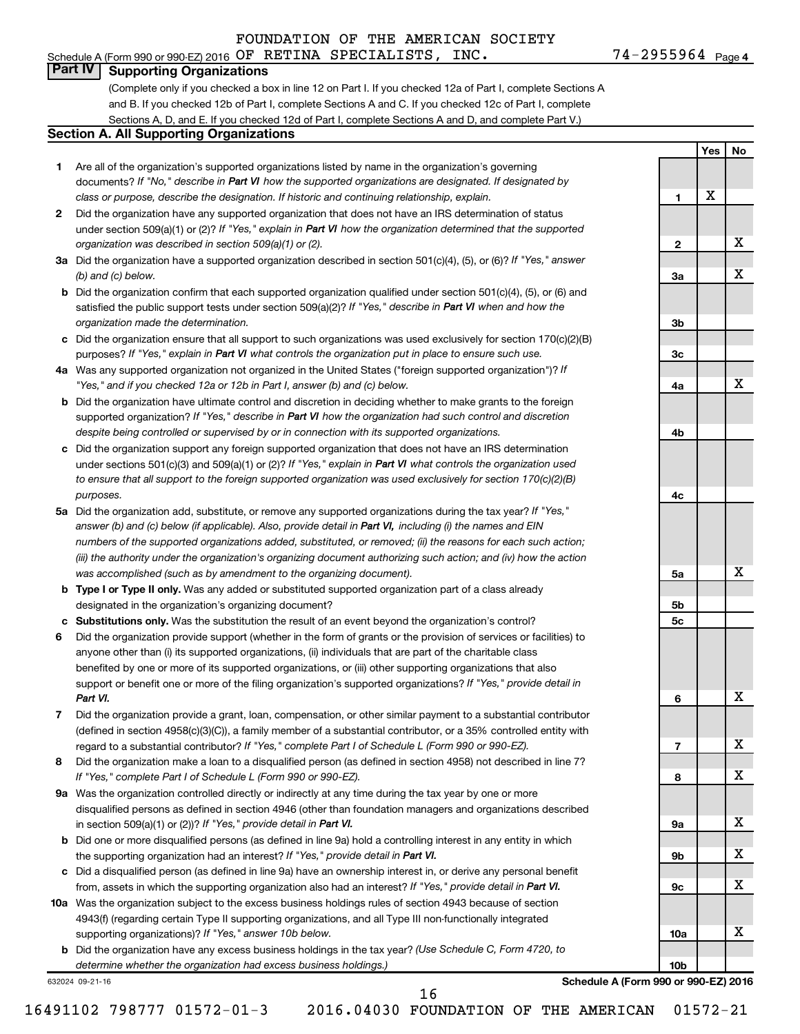FOUNDATION OF THE AMERICAN SOCIETY

Schedule A (Form 990 or 990-EZ) 2016 OF RETINA SPECIALISTS, INC. 74-2955964 Page 4

## Part IV Supporting Organizations

(Complete only if you checked a box in line 12 on Part I. If you checked 12a of Part I, complete Sections A and B. If you checked 12b of Part I, complete Sections A and C. If you checked 12c of Part I, complete Sections A, D, and E. If you checked 12d of Part I, complete Sections A and D, and complete Part V.)

### Section A. All Supporting Organizations

| | | Line | Yes | No |
|---|---|---|---|---|
| **1** | Are all of the organization's supported organizations listed by name in the organization's governing documents? *If "No," describe in **Part VI** how the supported organizations are designated. If designated by class or purpose, describe the designation. If historic and continuing relationship, explain.* | 1 | X | |
| **2** | Did the organization have any supported organization that does not have an IRS determination of status under section 509(a)(1) or (2)? *If "Yes," explain in **Part VI** how the organization determined that the supported organization was described in section 509(a)(1) or (2).* | 2 | | X |
| **3a** | Did the organization have a supported organization described in section 501(c)(4), (5), or (6)? *If "Yes," answer (b) and (c) below.* | 3a | | X |
| **b** | Did the organization confirm that each supported organization qualified under section 501(c)(4), (5), or (6) and satisfied the public support tests under section 509(a)(2)? *If "Yes," describe in **Part VI** when and how the organization made the determination.* | 3b | | |
| **c** | Did the organization ensure that all support to such organizations was used exclusively for section 170(c)(2)(B) purposes? *If "Yes," explain in **Part VI** what controls the organization put in place to ensure such use.* | 3c | | |
| **4a** | Was any supported organization not organized in the United States ("foreign supported organization")? *If "Yes," and if you checked 12a or 12b in Part I, answer (b) and (c) below.* | 4a | | X |
| **b** | Did the organization have ultimate control and discretion in deciding whether to make grants to the foreign supported organization? *If "Yes," describe in **Part VI** how the organization had such control and discretion despite being controlled or supervised by or in connection with its supported organizations.* | 4b | | |
| **c** | Did the organization support any foreign supported organization that does not have an IRS determination under sections 501(c)(3) and 509(a)(1) or (2)? *If "Yes," explain in **Part VI** what controls the organization used to ensure that all support to the foreign supported organization was used exclusively for section 170(c)(2)(B) purposes.* | 4c | | |
| **5a** | Did the organization add, substitute, or remove any supported organizations during the tax year? *If "Yes," answer (b) and (c) below (if applicable). Also, provide detail in **Part VI,** including (i) the names and EIN numbers of the supported organizations added, substituted, or removed; (ii) the reasons for each such action; (iii) the authority under the organization's organizing document authorizing such action; and (iv) how the action was accomplished (such as by amendment to the organizing document).* | 5a | | X |
| **b** | **Type I or Type II only.** Was any added or substituted supported organization part of a class already designated in the organization's organizing document? | 5b | | |
| **c** | **Substitutions only.** Was the substitution the result of an event beyond the organization's control? | 5c | | |
| **6** | Did the organization provide support (whether in the form of grants or the provision of services or facilities) to anyone other than (i) its supported organizations, (ii) individuals that are part of the charitable class benefited by one or more of its supported organizations, or (iii) other supporting organizations that also support or benefit one or more of the filing organization's supported organizations? *If "Yes," provide detail in **Part VI.*** | 6 | | X |
| **7** | Did the organization provide a grant, loan, compensation, or other similar payment to a substantial contributor (defined in section 4958(c)(3)(C)), a family member of a substantial contributor, or a 35% controlled entity with regard to a substantial contributor? *If "Yes," complete Part I of Schedule L (Form 990 or 990-EZ).* | 7 | | X |
| **8** | Did the organization make a loan to a disqualified person (as defined in section 4958) not described in line 7? *If "Yes," complete Part I of Schedule L (Form 990 or 990-EZ).* | 8 | | X |
| **9a** | Was the organization controlled directly or indirectly at any time during the tax year by one or more disqualified persons as defined in section 4946 (other than foundation managers and organizations described in section 509(a)(1) or (2))? *If "Yes," provide detail in **Part VI.*** | 9a | | X |
| **b** | Did one or more disqualified persons (as defined in line 9a) hold a controlling interest in any entity in which the supporting organization had an interest? *If "Yes," provide detail in **Part VI.*** | 9b | | X |
| **c** | Did a disqualified person (as defined in line 9a) have an ownership interest in, or derive any personal benefit from, assets in which the supporting organization also had an interest? *If "Yes," provide detail in **Part VI.*** | 9c | | X |
| **10a** | Was the organization subject to the excess business holdings rules of section 4943 because of section 4943(f) (regarding certain Type II supporting organizations, and all Type III non-functionally integrated supporting organizations)? *If "Yes," answer 10b below.* | 10a | | X |
| **b** | Did the organization have any excess business holdings in the tax year? *(Use Schedule C, Form 4720, to determine whether the organization had excess business holdings.)* | 10b | | |

632024 09-21-16 **Schedule A (Form 990 or 990-EZ) 2016**

16491102 798777 01572-01-3 2016.04030 FOUNDATION OF THE AMERICAN 01572-21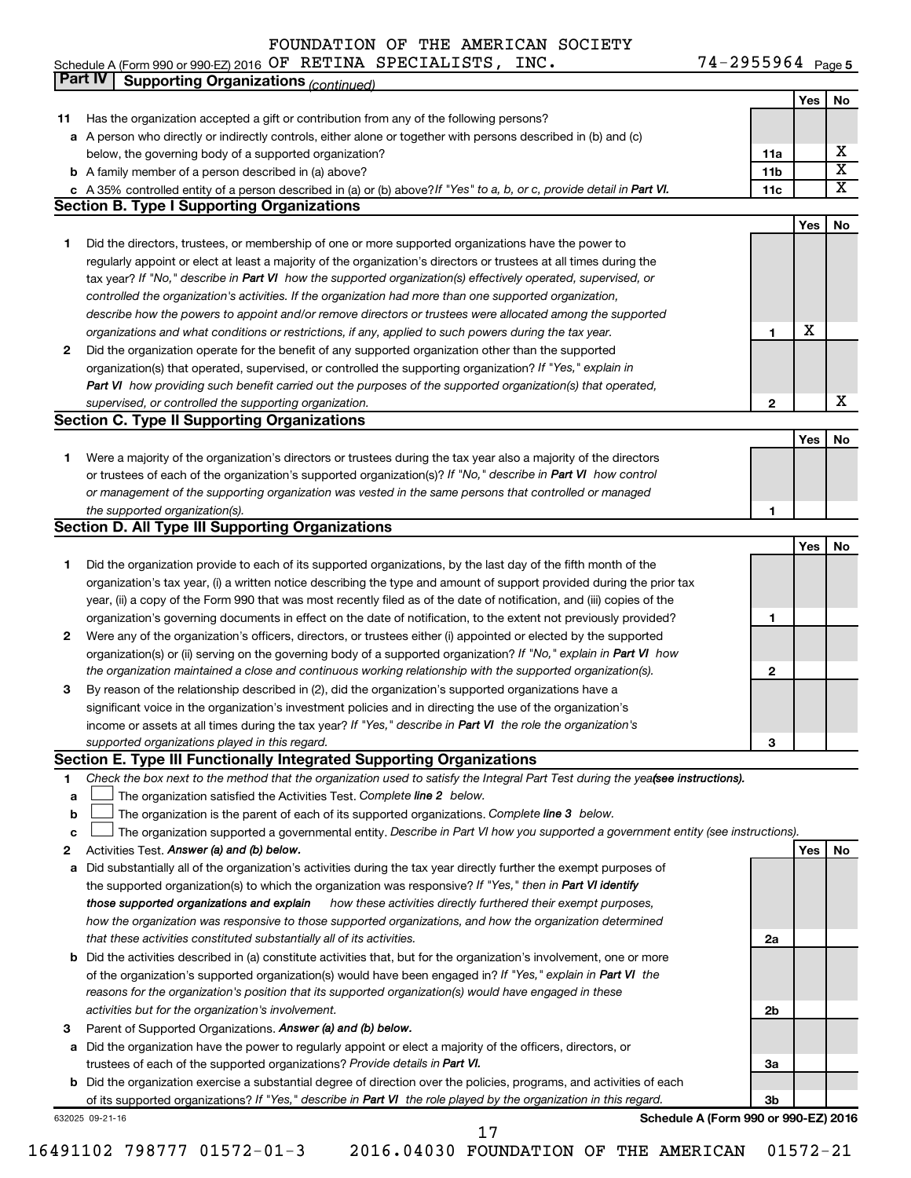FOUNDATION OF THE AMERICAN SOCIETY

Schedule A (Form 990 or 990-EZ) 2016 OF RETINA SPECIALISTS, INC. 74-2955964 Page 5

**Part IV Supporting Organizations** *(continued)*

| | | | Yes | No |
|---|---|---|---|---|
| **11** | Has the organization accepted a gift or contribution from any of the following persons? | | | |
| **a** | A person who directly or indirectly controls, either alone or together with persons described in (b) and (c) below, the governing body of a supported organization? | **11a** | | X |
| **b** | A family member of a person described in (a) above? | **11b** | | X |
| **c** | A 35% controlled entity of a person described in (a) or (b) above? *If "Yes" to a, b, or c, provide detail in* ***Part VI.*** | **11c** | | X |

**Section B. Type I Supporting Organizations**

| | | | Yes | No |
|---|---|---|---|---|
| **1** | Did the directors, trustees, or membership of one or more supported organizations have the power to regularly appoint or elect at least a majority of the organization's directors or trustees at all times during the tax year? *If "No," describe in* ***Part VI*** *how the supported organization(s) effectively operated, supervised, or controlled the organization's activities. If the organization had more than one supported organization, describe how the powers to appoint and/or remove directors or trustees were allocated among the supported organizations and what conditions or restrictions, if any, applied to such powers during the tax year.* | **1** | X | |
| **2** | Did the organization operate for the benefit of any supported organization other than the supported organization(s) that operated, supervised, or controlled the supporting organization? *If "Yes," explain in* ***Part VI*** *how providing such benefit carried out the purposes of the supported organization(s) that operated, supervised, or controlled the supporting organization.* | **2** | | X |

**Section C. Type II Supporting Organizations**

| | | | Yes | No |
|---|---|---|---|---|
| **1** | Were a majority of the organization's directors or trustees during the tax year also a majority of the directors or trustees of each of the organization's supported organization(s)? *If "No," describe in* ***Part VI*** *how control or management of the supporting organization was vested in the same persons that controlled or managed the supported organization(s).* | **1** | | |

**Section D. All Type III Supporting Organizations**

| | | | Yes | No |
|---|---|---|---|---|
| **1** | Did the organization provide to each of its supported organizations, by the last day of the fifth month of the organization's tax year, (i) a written notice describing the type and amount of support provided during the prior tax year, (ii) a copy of the Form 990 that was most recently filed as of the date of notification, and (iii) copies of the organization's governing documents in effect on the date of notification, to the extent not previously provided? | **1** | | |
| **2** | Were any of the organization's officers, directors, or trustees either (i) appointed or elected by the supported organization(s) or (ii) serving on the governing body of a supported organization? *If "No," explain in* ***Part VI*** *how the organization maintained a close and continuous working relationship with the supported organization(s).* | **2** | | |
| **3** | By reason of the relationship described in (2), did the organization's supported organizations have a significant voice in the organization's investment policies and in directing the use of the organization's income or assets at all times during the tax year? *If "Yes," describe in* ***Part VI*** *the role the organization's supported organizations played in this regard.* | **3** | | |

**Section E. Type III Functionally Integrated Supporting Organizations**

**1** *Check the box next to the method that the organization used to satisfy the Integral Part Test during the year* ***(see instructions).***

- **a** ☐ The organization satisfied the Activities Test. *Complete* ***line 2*** *below.*
- **b** ☐ The organization is the parent of each of its supported organizations. *Complete* ***line 3*** *below.*
- **c** ☐ The organization supported a governmental entity. *Describe in Part VI how you supported a government entity (see instructions).*

| | | | Yes | No |
|---|---|---|---|---|
| **2** | Activities Test. ***Answer (a) and (b) below.*** | | | |
| **a** | Did substantially all of the organization's activities during the tax year directly further the exempt purposes of the supported organization(s) to which the organization was responsive? *If "Yes," then in* ***Part VI identify those supported organizations and explain*** *how these activities directly furthered their exempt purposes, how the organization was responsive to those supported organizations, and how the organization determined that these activities constituted substantially all of its activities.* | **2a** | | |
| **b** | Did the activities described in (a) constitute activities that, but for the organization's involvement, one or more of the organization's supported organization(s) would have been engaged in? *If "Yes," explain in* ***Part VI*** *the reasons for the organization's position that its supported organization(s) would have engaged in these activities but for the organization's involvement.* | **2b** | | |
| **3** | Parent of Supported Organizations. ***Answer (a) and (b) below.*** | | | |
| **a** | Did the organization have the power to regularly appoint or elect a majority of the officers, directors, or trustees of each of the supported organizations? *Provide details in* ***Part VI.*** | **3a** | | |
| **b** | Did the organization exercise a substantial degree of direction over the policies, programs, and activities of each of its supported organizations? *If "Yes," describe in* ***Part VI*** *the role played by the organization in this regard.* | **3b** | | |

632025 09-21-16 **Schedule A (Form 990 or 990-EZ) 2016**

16491102 798777 01572-01-3 2016.04030 FOUNDATION OF THE AMERICAN 01572-21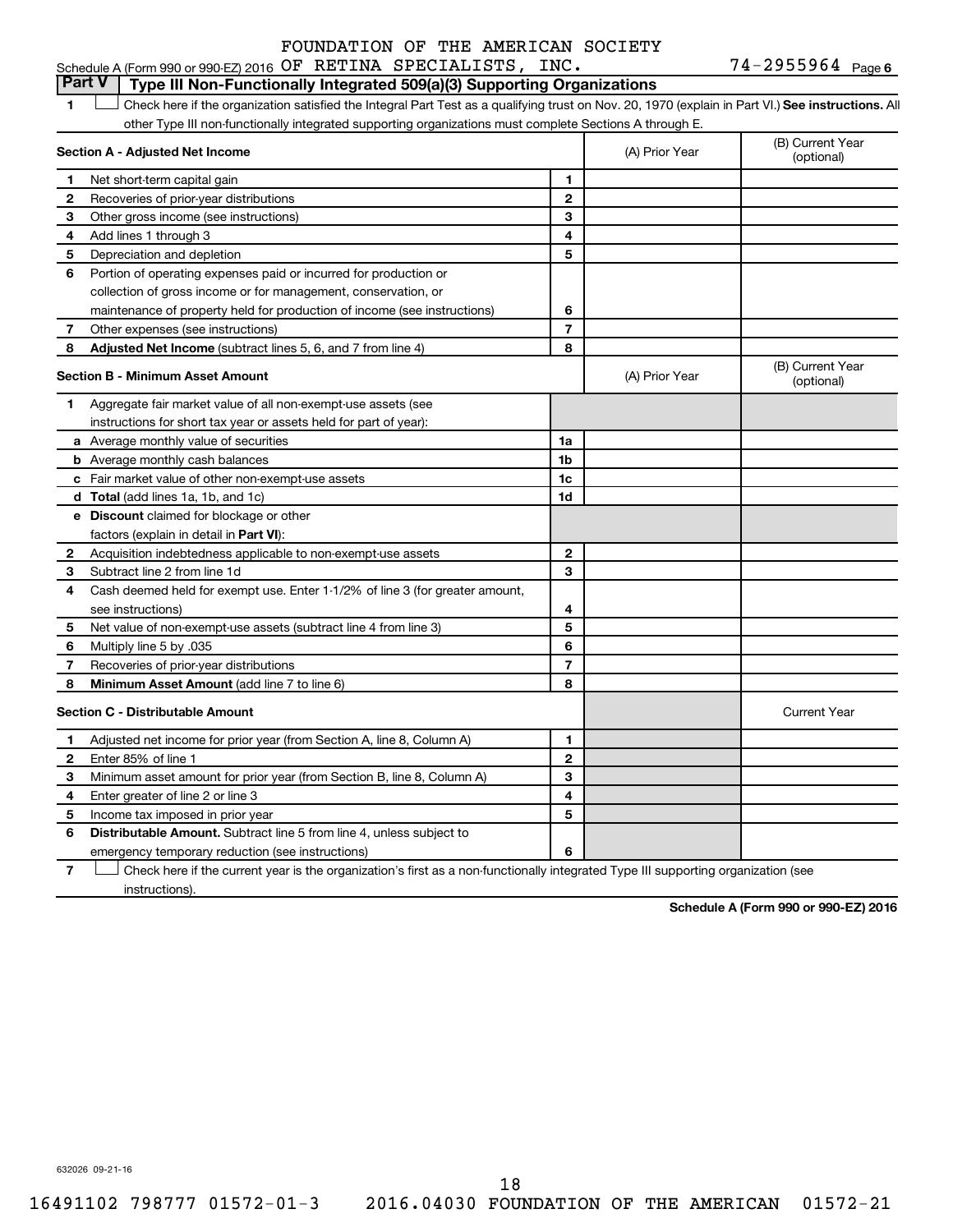FOUNDATION OF THE AMERICAN SOCIETY

Schedule A (Form 990 or 990-EZ) 2016 OF RETINA SPECIALISTS, INC. 74-2955964 Page 6

## Part V Type III Non-Functionally Integrated 509(a)(3) Supporting Organizations

1 ☐ Check here if the organization satisfied the Integral Part Test as a qualifying trust on Nov. 20, 1970 (explain in Part VI.) **See instructions.** All other Type III non-functionally integrated supporting organizations must complete Sections A through E.

| **Section A - Adjusted Net Income** | | | (A) Prior Year | (B) Current Year (optional) |
|---|---|---|---|---|
| 1 | Net short-term capital gain | 1 | | |
| 2 | Recoveries of prior-year distributions | 2 | | |
| 3 | Other gross income (see instructions) | 3 | | |
| 4 | Add lines 1 through 3 | 4 | | |
| 5 | Depreciation and depletion | 5 | | |
| 6 | Portion of operating expenses paid or incurred for production or collection of gross income or for management, conservation, or maintenance of property held for production of income (see instructions) | 6 | | |
| 7 | Other expenses (see instructions) | 7 | | |
| 8 | **Adjusted Net Income** (subtract lines 5, 6, and 7 from line 4) | 8 | | |

| **Section B - Minimum Asset Amount** | | | (A) Prior Year | (B) Current Year (optional) |
|---|---|---|---|---|
| 1 | Aggregate fair market value of all non-exempt-use assets (see instructions for short tax year or assets held for part of year): | | | |
| a | Average monthly value of securities | 1a | | |
| b | Average monthly cash balances | 1b | | |
| c | Fair market value of other non-exempt-use assets | 1c | | |
| d | **Total** (add lines 1a, 1b, and 1c) | 1d | | |
| e | **Discount** claimed for blockage or other factors (explain in detail in **Part VI**): | | | |
| 2 | Acquisition indebtedness applicable to non-exempt-use assets | 2 | | |
| 3 | Subtract line 2 from line 1d | 3 | | |
| 4 | Cash deemed held for exempt use. Enter 1-1/2% of line 3 (for greater amount, see instructions) | 4 | | |
| 5 | Net value of non-exempt-use assets (subtract line 4 from line 3) | 5 | | |
| 6 | Multiply line 5 by .035 | 6 | | |
| 7 | Recoveries of prior-year distributions | 7 | | |
| 8 | **Minimum Asset Amount** (add line 7 to line 6) | 8 | | |

| **Section C - Distributable Amount** | | | | Current Year |
|---|---|---|---|---|
| 1 | Adjusted net income for prior year (from Section A, line 8, Column A) | 1 | | |
| 2 | Enter 85% of line 1 | 2 | | |
| 3 | Minimum asset amount for prior year (from Section B, line 8, Column A) | 3 | | |
| 4 | Enter greater of line 2 or line 3 | 4 | | |
| 5 | Income tax imposed in prior year | 5 | | |
| 6 | **Distributable Amount.** Subtract line 5 from line 4, unless subject to emergency temporary reduction (see instructions) | 6 | | |

7 ☐ Check here if the current year is the organization's first as a non-functionally integrated Type III supporting organization (see instructions).

**Schedule A (Form 990 or 990-EZ) 2016**

632026 09-21-16

16491102 798777 01572-01-3 2016.04030 FOUNDATION OF THE AMERICAN 01572-21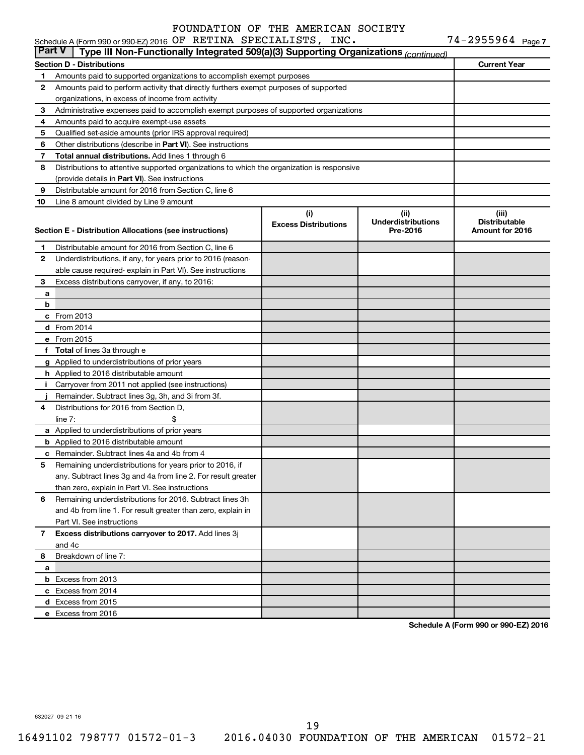FOUNDATION OF THE AMERICAN SOCIETY

Schedule A (Form 990 or 990-EZ) 2016 OF RETINA SPECIALISTS, INC. 74-2955964 Page 7

**Part V** | **Type III Non-Functionally Integrated 509(a)(3) Supporting Organizations** *(continued)*

| **Section D - Distributions** | | **Current Year** |
|---|---|---|
| 1 | Amounts paid to supported organizations to accomplish exempt purposes | |
| 2 | Amounts paid to perform activity that directly furthers exempt purposes of supported organizations, in excess of income from activity | |
| 3 | Administrative expenses paid to accomplish exempt purposes of supported organizations | |
| 4 | Amounts paid to acquire exempt-use assets | |
| 5 | Qualified set-aside amounts (prior IRS approval required) | |
| 6 | Other distributions (describe in **Part VI**). See instructions | |
| 7 | **Total annual distributions.** Add lines 1 through 6 | |
| 8 | Distributions to attentive supported organizations to which the organization is responsive (provide details in **Part VI**). See instructions | |
| 9 | Distributable amount for 2016 from Section C, line 6 | |
| 10 | Line 8 amount divided by Line 9 amount | |

| **Section E - Distribution Allocations (see instructions)** | | **(i) Excess Distributions** | **(ii) Underdistributions Pre-2016** | **(iii) Distributable Amount for 2016** |
|---|---|---|---|---|
| 1 | Distributable amount for 2016 from Section C, line 6 | | | |
| 2 | Underdistributions, if any, for years prior to 2016 (reasonable cause required- explain in Part VI). See instructions | | | |
| 3 | Excess distributions carryover, if any, to 2016: | | | |
| a | | | | |
| b | | | | |
| c | From 2013 | | | |
| d | From 2014 | | | |
| e | From 2015 | | | |
| f | **Total** of lines 3a through e | | | |
| g | Applied to underdistributions of prior years | | | |
| h | Applied to 2016 distributable amount | | | |
| i | Carryover from 2011 not applied (see instructions) | | | |
| j | Remainder. Subtract lines 3g, 3h, and 3i from 3f. | | | |
| 4 | Distributions for 2016 from Section D, line 7: $ | | | |
| a | Applied to underdistributions of prior years | | | |
| b | Applied to 2016 distributable amount | | | |
| c | Remainder. Subtract lines 4a and 4b from 4 | | | |
| 5 | Remaining underdistributions for years prior to 2016, if any. Subtract lines 3g and 4a from line 2. For result greater than zero, explain in Part VI. See instructions | | | |
| 6 | Remaining underdistributions for 2016. Subtract lines 3h and 4b from line 1. For result greater than zero, explain in Part VI. See instructions | | | |
| 7 | **Excess distributions carryover to 2017.** Add lines 3j and 4c | | | |
| 8 | Breakdown of line 7: | | | |
| a | | | | |
| b | Excess from 2013 | | | |
| c | Excess from 2014 | | | |
| d | Excess from 2015 | | | |
| e | Excess from 2016 | | | |

**Schedule A (Form 990 or 990-EZ) 2016**

632027 09-21-16

16491102 798777 01572-01-3 2016.04030 FOUNDATION OF THE AMERICAN 01572-21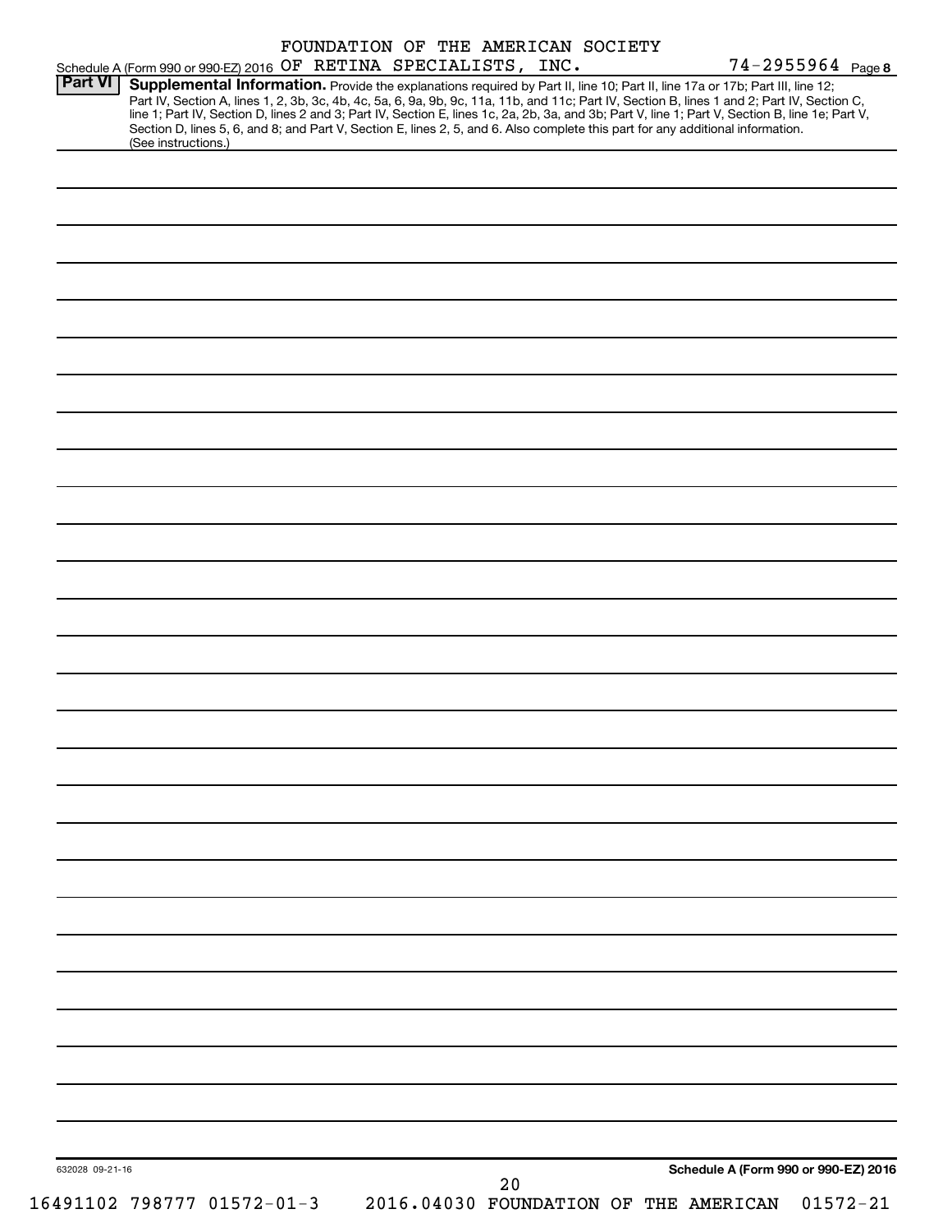FOUNDATION OF THE AMERICAN SOCIETY

Schedule A (Form 990 or 990-EZ) 2016 OF RETINA SPECIALISTS, INC. 74-2955964 Page 8

**Part VI** **Supplemental Information.** Provide the explanations required by Part II, line 10; Part II, line 17a or 17b; Part III, line 12; Part IV, Section A, lines 1, 2, 3b, 3c, 4b, 4c, 5a, 6, 9a, 9b, 9c, 11a, 11b, and 11c; Part IV, Section B, lines 1 and 2; Part IV, Section C, line 1; Part IV, Section D, lines 2 and 3; Part IV, Section E, lines 1c, 2a, 2b, 3a, and 3b; Part V, line 1; Part V, Section B, line 1e; Part V, Section D, lines 5, 6, and 8; and Part V, Section E, lines 2, 5, and 6. Also complete this part for any additional information. (See instructions.)

632028 09-21-16

**Schedule A (Form 990 or 990-EZ) 2016**

16491102 798777 01572-01-3 2016.04030 FOUNDATION OF THE AMERICAN 01572-21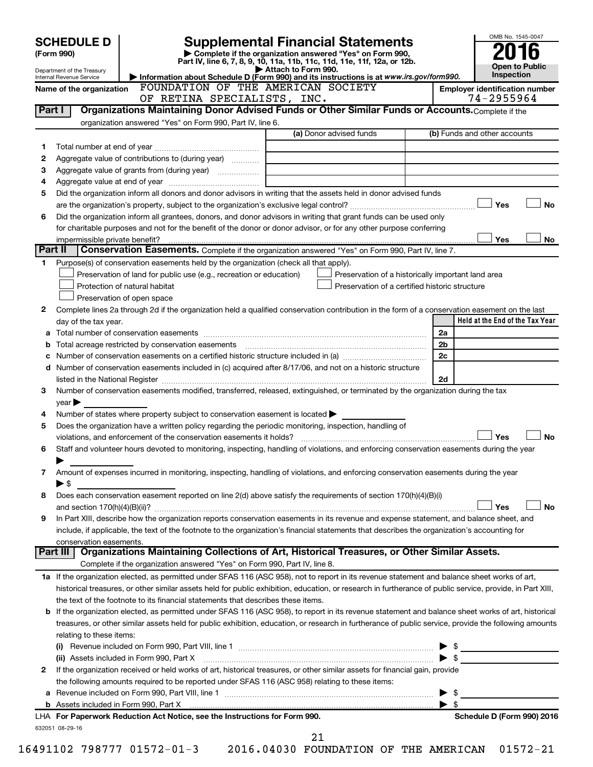**SCHEDULE D (Form 990)**

Department of the Treasury
Internal Revenue Service

# Supplemental Financial Statements

▶ Complete if the organization answered "Yes" on Form 990, Part IV, line 6, 7, 8, 9, 10, 11a, 11b, 11c, 11d, 11e, 11f, 12a, or 12b.
▶ Attach to Form 990.
▶ Information about Schedule D (Form 990) and its instructions is at www.irs.gov/form990.

OMB No. 1545-0047
**2016**
**Open to Public Inspection**

Name of the organization: FOUNDATION OF THE AMERICAN SOCIETY OF RETINA SPECIALISTS, INC.

Employer identification number: 74-2955964

## Part I — Organizations Maintaining Donor Advised Funds or Other Similar Funds or Accounts.

Complete if the organization answered "Yes" on Form 990, Part IV, line 6.

| | | (a) Donor advised funds | (b) Funds and other accounts |
|---|---|---|---|
| 1 | Total number at end of year | | |
| 2 | Aggregate value of contributions to (during year) | | |
| 3 | Aggregate value of grants from (during year) | | |
| 4 | Aggregate value at end of year | | |

5 Did the organization inform all donors and donor advisors in writing that the assets held in donor advised funds are the organization's property, subject to the organization's exclusive legal control? ☐ Yes ☐ No

6 Did the organization inform all grantees, donors, and donor advisors in writing that grant funds can be used only for charitable purposes and not for the benefit of the donor or donor advisor, or for any other purpose conferring impermissible private benefit? ☐ Yes ☐ No

## Part II — Conservation Easements.

Complete if the organization answered "Yes" on Form 990, Part IV, line 7.

1 Purpose(s) of conservation easements held by the organization (check all that apply).

- ☐ Preservation of land for public use (e.g., recreation or education)
- ☐ Protection of natural habitat
- ☐ Preservation of open space
- ☐ Preservation of a historically important land area
- ☐ Preservation of a certified historic structure

2 Complete lines 2a through 2d if the organization held a qualified conservation contribution in the form of a conservation easement on the last day of the tax year.

| | | | Held at the End of the Tax Year |
|---|---|---|---|
| a | Total number of conservation easements | 2a | |
| b | Total acreage restricted by conservation easements | 2b | |
| c | Number of conservation easements on a certified historic structure included in (a) | 2c | |
| d | Number of conservation easements included in (c) acquired after 8/17/06, and not on a historic structure listed in the National Register | 2d | |

3 Number of conservation easements modified, transferred, released, extinguished, or terminated by the organization during the tax year ▶

4 Number of states where property subject to conservation easement is located ▶

5 Does the organization have a written policy regarding the periodic monitoring, inspection, handling of violations, and enforcement of the conservation easements it holds? ☐ Yes ☐ No

6 Staff and volunteer hours devoted to monitoring, inspecting, handling of violations, and enforcing conservation easements during the year ▶

7 Amount of expenses incurred in monitoring, inspecting, handling of violations, and enforcing conservation easements during the year ▶ $

8 Does each conservation easement reported on line 2(d) above satisfy the requirements of section 170(h)(4)(B)(i) and section 170(h)(4)(B)(ii)? ☐ Yes ☐ No

9 In Part XIII, describe how the organization reports conservation easements in its revenue and expense statement, and balance sheet, and include, if applicable, the text of the footnote to the organization's financial statements that describes the organization's accounting for conservation easements.

## Part III — Organizations Maintaining Collections of Art, Historical Treasures, or Other Similar Assets.

Complete if the organization answered "Yes" on Form 990, Part IV, line 8.

1a If the organization elected, as permitted under SFAS 116 (ASC 958), not to report in its revenue statement and balance sheet works of art, historical treasures, or other similar assets held for public exhibition, education, or research in furtherance of public service, provide, in Part XIII, the text of the footnote to its financial statements that describes these items.

b If the organization elected, as permitted under SFAS 116 (ASC 958), to report in its revenue statement and balance sheet works of art, historical treasures, or other similar assets held for public exhibition, education, or research in furtherance of public service, provide the following amounts relating to these items:

(i) Revenue included on Form 990, Part VIII, line 1 ▶ $

(ii) Assets included in Form 990, Part X ▶ $

2 If the organization received or held works of art, historical treasures, or other similar assets for financial gain, provide the following amounts required to be reported under SFAS 116 (ASC 958) relating to these items:

a Revenue included on Form 990, Part VIII, line 1 ▶ $

b Assets included in Form 990, Part X ▶ $

LHA For Paperwork Reduction Act Notice, see the Instructions for Form 990. Schedule D (Form 990) 2016

632051 08-29-16

16491102 798777 01572-01-3 2016.04030 FOUNDATION OF THE AMERICAN 01572-21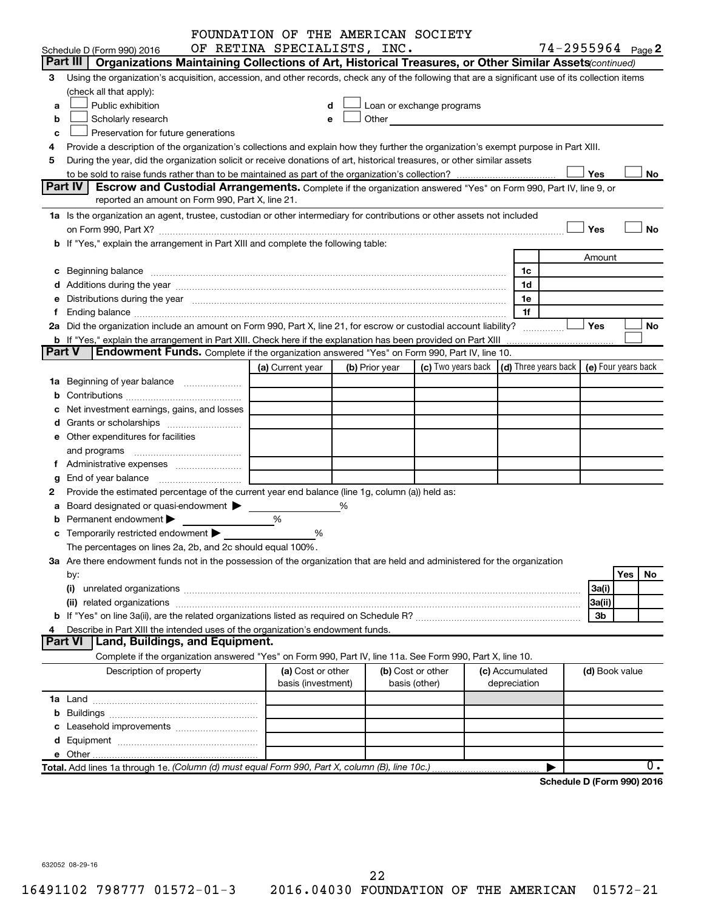FOUNDATION OF THE AMERICAN SOCIETY OF RETINA SPECIALISTS, INC. 74-2955964

Schedule D (Form 990) 2016 Page 2

## Part III Organizations Maintaining Collections of Art, Historical Treasures, or Other Similar Assets *(continued)*

3 Using the organization's acquisition, accession, and other records, check any of the following that are a significant use of its collection items (check all that apply):

- a ☐ Public exhibition
- b ☐ Scholarly research
- c ☐ Preservation for future generations
- d ☐ Loan or exchange programs
- e ☐ Other

4 Provide a description of the organization's collections and explain how they further the organization's exempt purpose in Part XIII.

5 During the year, did the organization solicit or receive donations of art, historical treasures, or other similar assets to be sold to raise funds rather than to be maintained as part of the organization's collection? ☐ Yes ☐ No

## Part IV Escrow and Custodial Arrangements.

Complete if the organization answered "Yes" on Form 990, Part IV, line 9, or reported an amount on Form 990, Part X, line 21.

1a Is the organization an agent, trustee, custodian or other intermediary for contributions or other assets not included on Form 990, Part X? ☐ Yes ☐ No

b If "Yes," explain the arrangement in Part XIII and complete the following table:

| | | Amount |
|---|---|---|
| c Beginning balance | 1c | |
| d Additions during the year | 1d | |
| e Distributions during the year | 1e | |
| f Ending balance | 1f | |

2a Did the organization include an amount on Form 990, Part X, line 21, for escrow or custodial account liability? ☐ Yes ☐ No

b If "Yes," explain the arrangement in Part XIII. Check here if the explanation has been provided on Part XIII ☐

## Part V Endowment Funds.

Complete if the organization answered "Yes" on Form 990, Part IV, line 10.

| | (a) Current year | (b) Prior year | (c) Two years back | (d) Three years back | (e) Four years back |
|---|---|---|---|---|---|
| 1a Beginning of year balance | | | | | |
| b Contributions | | | | | |
| c Net investment earnings, gains, and losses | | | | | |
| d Grants or scholarships | | | | | |
| e Other expenditures for facilities and programs | | | | | |
| f Administrative expenses | | | | | |
| g End of year balance | | | | | |

2 Provide the estimated percentage of the current year end balance (line 1g, column (a)) held as:

- a Board designated or quasi-endowment ▶ %
- b Permanent endowment ▶ %
- c Temporarily restricted endowment ▶ %

The percentages on lines 2a, 2b, and 2c should equal 100%.

3a Are there endowment funds not in the possession of the organization that are held and administered for the organization by:

| | | Yes | No |
|---|---|---|---|
| (i) unrelated organizations | 3a(i) | | |
| (ii) related organizations | 3a(ii) | | |
| b If "Yes" on line 3a(ii), are the related organizations listed as required on Schedule R? | 3b | | |

4 Describe in Part XIII the intended uses of the organization's endowment funds.

## Part VI Land, Buildings, and Equipment.

Complete if the organization answered "Yes" on Form 990, Part IV, line 11a. See Form 990, Part X, line 10.

| Description of property | (a) Cost or other basis (investment) | (b) Cost or other basis (other) | (c) Accumulated depreciation | (d) Book value |
|---|---|---|---|---|
| 1a Land | | | | |
| b Buildings | | | | |
| c Leasehold improvements | | | | |
| d Equipment | | | | |
| e Other | | | | |
| **Total.** Add lines 1a through 1e. *(Column (d) must equal Form 990, Part X, column (B), line 10c.)* | | | | 0. |

**Schedule D (Form 990) 2016**

632052 08-29-16

16491102 798777 01572-01-3 2016.04030 FOUNDATION OF THE AMERICAN 01572-21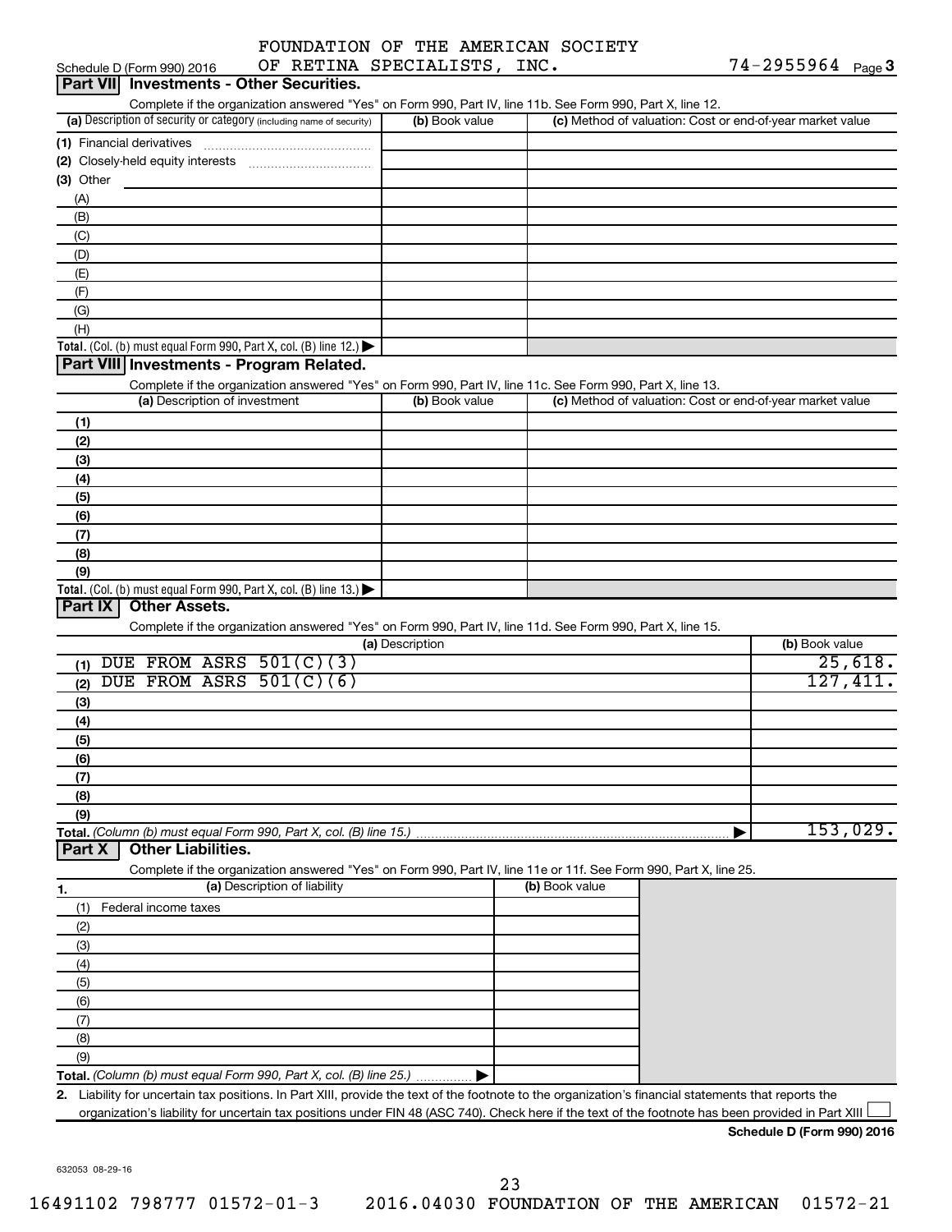FOUNDATION OF THE AMERICAN SOCIETY OF RETINA SPECIALISTS, INC. 74-2955964

Schedule D (Form 990) 2016 Page 3

## Part VII Investments - Other Securities.

Complete if the organization answered "Yes" on Form 990, Part IV, line 11b. See Form 990, Part X, line 12.

| (a) Description of security or category (including name of security) | (b) Book value | (c) Method of valuation: Cost or end-of-year market value |
|---|---|---|
| (1) Financial derivatives | | |
| (2) Closely-held equity interests | | |
| (3) Other | | |
| (A) | | |
| (B) | | |
| (C) | | |
| (D) | | |
| (E) | | |
| (F) | | |
| (G) | | |
| (H) | | |
| **Total.** (Col. (b) must equal Form 990, Part X, col. (B) line 12.) | | |

## Part VIII Investments - Program Related.

Complete if the organization answered "Yes" on Form 990, Part IV, line 11c. See Form 990, Part X, line 13.

| (a) Description of investment | (b) Book value | (c) Method of valuation: Cost or end-of-year market value |
|---|---|---|
| (1) | | |
| (2) | | |
| (3) | | |
| (4) | | |
| (5) | | |
| (6) | | |
| (7) | | |
| (8) | | |
| (9) | | |
| **Total.** (Col. (b) must equal Form 990, Part X, col. (B) line 13.) | | |

## Part IX Other Assets.

Complete if the organization answered "Yes" on Form 990, Part IV, line 11d. See Form 990, Part X, line 15.

| (a) Description | (b) Book value |
|---|---|
| (1) DUE FROM ASRS 501(C)(3) | 25,618. |
| (2) DUE FROM ASRS 501(C)(6) | 127,411. |
| (3) | |
| (4) | |
| (5) | |
| (6) | |
| (7) | |
| (8) | |
| (9) | |
| **Total.** (Column (b) must equal Form 990, Part X, col. (B) line 15.) | 153,029. |

## Part X Other Liabilities.

Complete if the organization answered "Yes" on Form 990, Part IV, line 11e or 11f. See Form 990, Part X, line 25.

| 1. (a) Description of liability | (b) Book value |
|---|---|
| (1) Federal income taxes | |
| (2) | |
| (3) | |
| (4) | |
| (5) | |
| (6) | |
| (7) | |
| (8) | |
| (9) | |
| **Total.** (Column (b) must equal Form 990, Part X, col. (B) line 25.) | |

**2.** Liability for uncertain tax positions. In Part XIII, provide the text of the footnote to the organization's financial statements that reports the organization's liability for uncertain tax positions under FIN 48 (ASC 740). Check here if the text of the footnote has been provided in Part XIII ☐

**Schedule D (Form 990) 2016**

632053 08-29-16

16491102 798777 01572-01-3 2016.04030 FOUNDATION OF THE AMERICAN 01572-21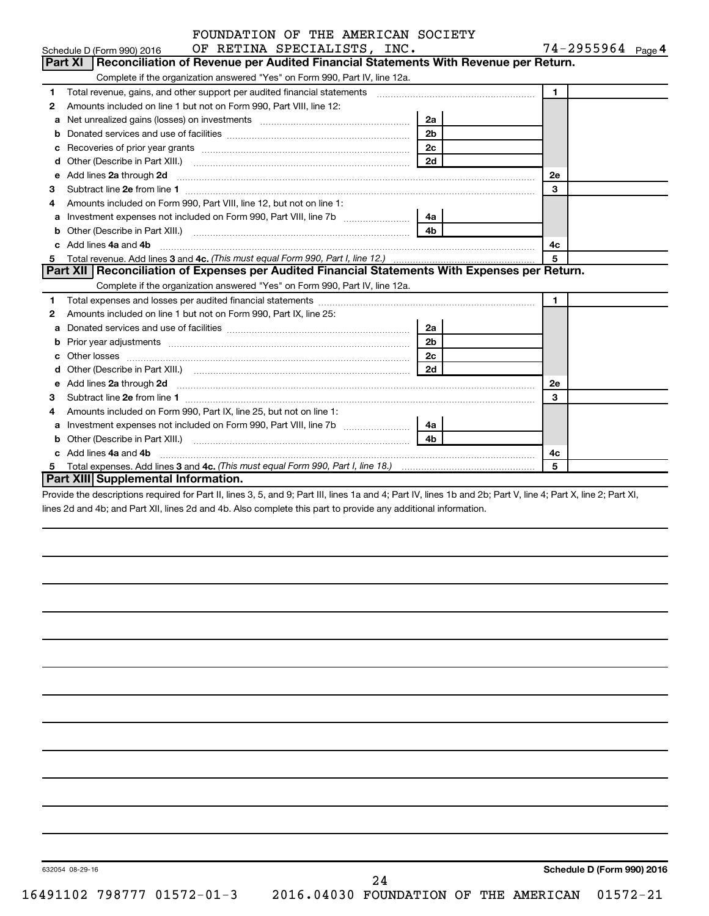Schedule D (Form 990) 2016 FOUNDATION OF THE AMERICAN SOCIETY OF RETINA SPECIALISTS, INC. 74-2955964 Page 4

## Part XI Reconciliation of Revenue per Audited Financial Statements With Revenue per Return.

Complete if the organization answered "Yes" on Form 990, Part IV, line 12a.

| | | | | | |
|---|---|---|---|---|---|
| 1 | Total revenue, gains, and other support per audited financial statements | | | 1 | |
| 2 | Amounts included on line 1 but not on Form 990, Part VIII, line 12: | | | | |
| a | Net unrealized gains (losses) on investments | 2a | | | |
| b | Donated services and use of facilities | 2b | | | |
| c | Recoveries of prior year grants | 2c | | | |
| d | Other (Describe in Part XIII.) | 2d | | | |
| e | Add lines 2a through 2d | | | 2e | |
| 3 | Subtract line 2e from line 1 | | | 3 | |
| 4 | Amounts included on Form 990, Part VIII, line 12, but not on line 1: | | | | |
| a | Investment expenses not included on Form 990, Part VIII, line 7b | 4a | | | |
| b | Other (Describe in Part XIII.) | 4b | | | |
| c | Add lines 4a and 4b | | | 4c | |
| 5 | Total revenue. Add lines 3 and 4c. *(This must equal Form 990, Part I, line 12.)* | | | 5 | |

## Part XII Reconciliation of Expenses per Audited Financial Statements With Expenses per Return.

Complete if the organization answered "Yes" on Form 990, Part IV, line 12a.

| | | | | | |
|---|---|---|---|---|---|
| 1 | Total expenses and losses per audited financial statements | | | 1 | |
| 2 | Amounts included on line 1 but not on Form 990, Part IX, line 25: | | | | |
| a | Donated services and use of facilities | 2a | | | |
| b | Prior year adjustments | 2b | | | |
| c | Other losses | 2c | | | |
| d | Other (Describe in Part XIII.) | 2d | | | |
| e | Add lines 2a through 2d | | | 2e | |
| 3 | Subtract line 2e from line 1 | | | 3 | |
| 4 | Amounts included on Form 990, Part IX, line 25, but not on line 1: | | | | |
| a | Investment expenses not included on Form 990, Part VIII, line 7b | 4a | | | |
| b | Other (Describe in Part XIII.) | 4b | | | |
| c | Add lines 4a and 4b | | | 4c | |
| 5 | Total expenses. Add lines 3 and 4c. *(This must equal Form 990, Part I, line 18.)* | | | 5 | |

## Part XIII Supplemental Information.

Provide the descriptions required for Part II, lines 3, 5, and 9; Part III, lines 1a and 4; Part IV, lines 1b and 2b; Part V, line 4; Part X, line 2; Part XI, lines 2d and 4b; and Part XII, lines 2d and 4b. Also complete this part to provide any additional information.

632054 08-29-16 **Schedule D (Form 990) 2016**

16491102 798777 01572-01-3 2016.04030 FOUNDATION OF THE AMERICAN 01572-21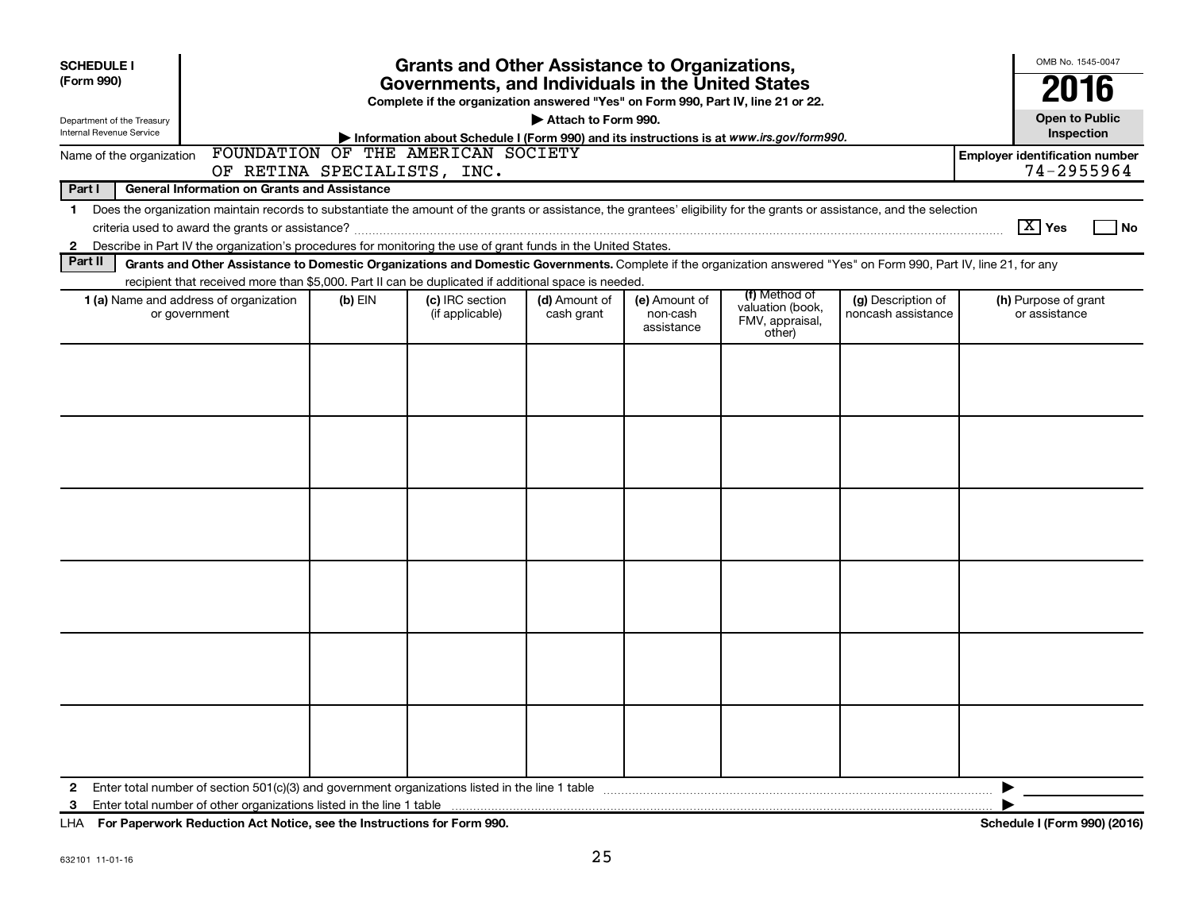**SCHEDULE I**
**(Form 990)**

Department of the Treasury
Internal Revenue Service

# Grants and Other Assistance to Organizations, Governments, and Individuals in the United States

**Complete if the organization answered "Yes" on Form 990, Part IV, line 21 or 22.**

**▶ Attach to Form 990.**

**▶ Information about Schedule I (Form 990) and its instructions is at *www.irs.gov/form990*.**

OMB No. 1545-0047

**2016**

**Open to Public Inspection**

Name of the organization: FOUNDATION OF THE AMERICAN SOCIETY OF RETINA SPECIALISTS, INC.

**Employer identification number** 74-2955964

**Part I General Information on Grants and Assistance**

1 Does the organization maintain records to substantiate the amount of the grants or assistance, the grantees' eligibility for the grants or assistance, and the selection criteria used to award the grants or assistance? [X] Yes [ ] No

2 Describe in Part IV the organization's procedures for monitoring the use of grant funds in the United States.

**Part II Grants and Other Assistance to Domestic Organizations and Domestic Governments.** Complete if the organization answered "Yes" on Form 990, Part IV, line 21, for any recipient that received more than $5,000. Part II can be duplicated if additional space is needed.

| 1 (a) Name and address of organization or government | (b) EIN | (c) IRC section (if applicable) | (d) Amount of cash grant | (e) Amount of non-cash assistance | (f) Method of valuation (book, FMV, appraisal, other) | (g) Description of noncash assistance | (h) Purpose of grant or assistance |
|---|---|---|---|---|---|---|---|
| | | | | | | | |
| | | | | | | | |
| | | | | | | | |
| | | | | | | | |
| | | | | | | | |
| | | | | | | | |

2 Enter total number of section 501(c)(3) and government organizations listed in the line 1 table ▶

3 Enter total number of other organizations listed in the line 1 table ▶

LHA **For Paperwork Reduction Act Notice, see the Instructions for Form 990.** **Schedule I (Form 990) (2016)**

632101 11-01-16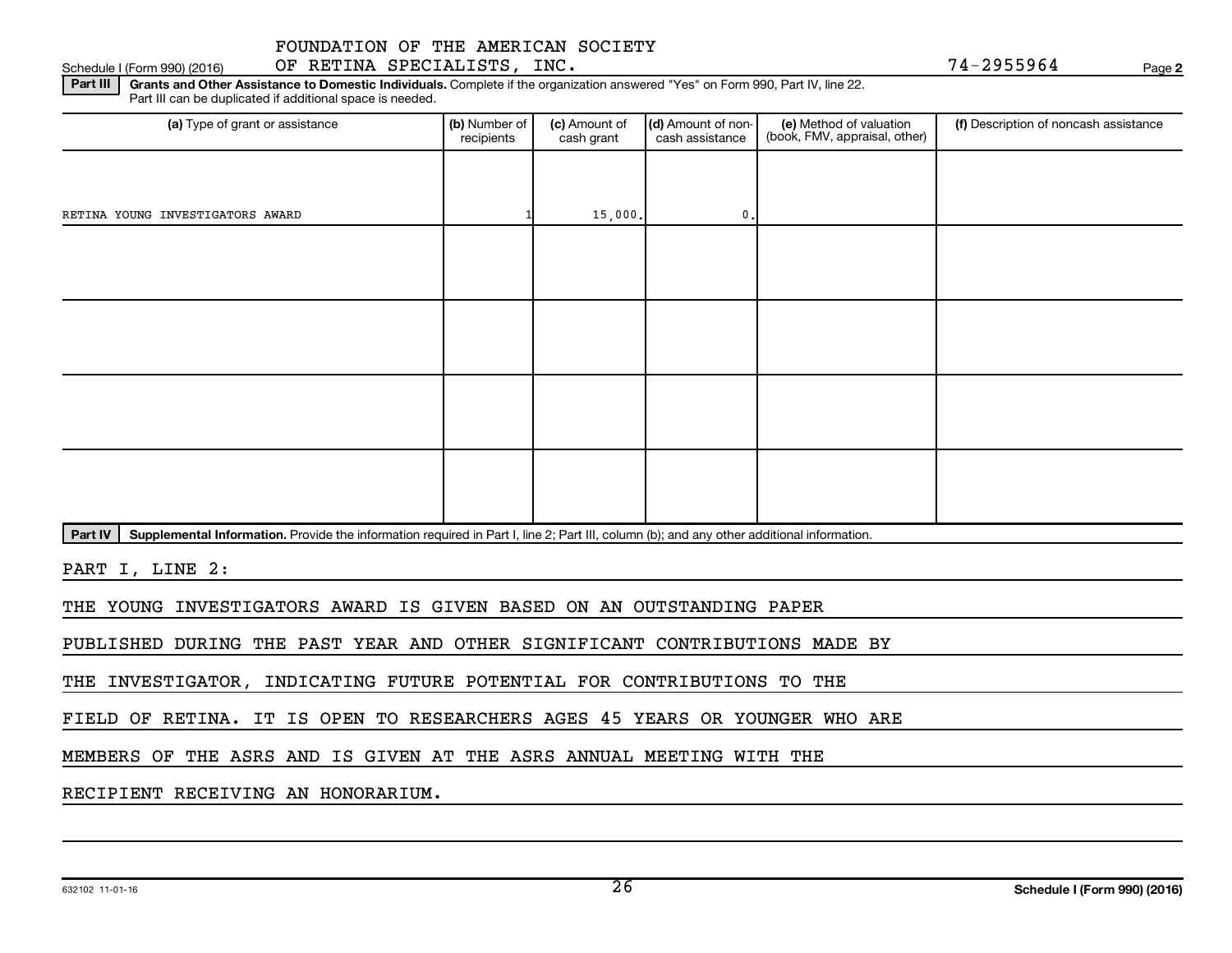FOUNDATION OF THE AMERICAN SOCIETY OF RETINA SPECIALISTS, INC. 74-2955964

Schedule I (Form 990) (2016)

**Part III** **Grants and Other Assistance to Domestic Individuals.** Complete if the organization answered "Yes" on Form 990, Part IV, line 22. Part III can be duplicated if additional space is needed.

| (a) Type of grant or assistance | (b) Number of recipients | (c) Amount of cash grant | (d) Amount of non-cash assistance | (e) Method of valuation (book, FMV, appraisal, other) | (f) Description of noncash assistance |
|---|---|---|---|---|---|
| RETINA YOUNG INVESTIGATORS AWARD | 1 | 15,000. | 0. | | |
| | | | | | |
| | | | | | |
| | | | | | |
| | | | | | |

**Part IV** **Supplemental Information.** Provide the information required in Part I, line 2; Part III, column (b); and any other additional information.

PART I, LINE 2:

THE YOUNG INVESTIGATORS AWARD IS GIVEN BASED ON AN OUTSTANDING PAPER PUBLISHED DURING THE PAST YEAR AND OTHER SIGNIFICANT CONTRIBUTIONS MADE BY THE INVESTIGATOR, INDICATING FUTURE POTENTIAL FOR CONTRIBUTIONS TO THE FIELD OF RETINA. IT IS OPEN TO RESEARCHERS AGES 45 YEARS OR YOUNGER WHO ARE MEMBERS OF THE ASRS AND IS GIVEN AT THE ASRS ANNUAL MEETING WITH THE RECIPIENT RECEIVING AN HONORARIUM.

632102 11-01-16

Schedule I (Form 990) (2016)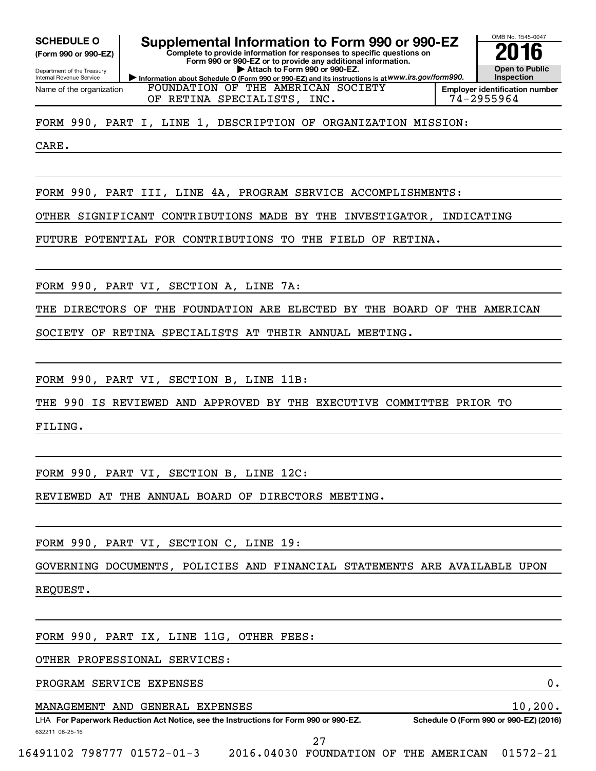**SCHEDULE O**
**(Form 990 or 990-EZ)**

Department of the Treasury
Internal Revenue Service

# Supplemental Information to Form 990 or 990-EZ

**Complete to provide information for responses to specific questions on Form 990 or 990-EZ or to provide any additional information.**
**▶ Attach to Form 990 or 990-EZ.**
**▶ Information about Schedule O (Form 990 or 990-EZ) and its instructions is at** ***www.irs.gov/form990.***

OMB No. 1545-0047
**2016**
**Open to Public Inspection**

Name of the organization: FOUNDATION OF THE AMERICAN SOCIETY OF RETINA SPECIALISTS, INC.

**Employer identification number:** 74-2955964

FORM 990, PART I, LINE 1, DESCRIPTION OF ORGANIZATION MISSION:

CARE.

FORM 990, PART III, LINE 4A, PROGRAM SERVICE ACCOMPLISHMENTS:

OTHER SIGNIFICANT CONTRIBUTIONS MADE BY THE INVESTIGATOR, INDICATING FUTURE POTENTIAL FOR CONTRIBUTIONS TO THE FIELD OF RETINA.

FORM 990, PART VI, SECTION A, LINE 7A:

THE DIRECTORS OF THE FOUNDATION ARE ELECTED BY THE BOARD OF THE AMERICAN SOCIETY OF RETINA SPECIALISTS AT THEIR ANNUAL MEETING.

FORM 990, PART VI, SECTION B, LINE 11B:

THE 990 IS REVIEWED AND APPROVED BY THE EXECUTIVE COMMITTEE PRIOR TO FILING.

FORM 990, PART VI, SECTION B, LINE 12C:

REVIEWED AT THE ANNUAL BOARD OF DIRECTORS MEETING.

FORM 990, PART VI, SECTION C, LINE 19:

GOVERNING DOCUMENTS, POLICIES AND FINANCIAL STATEMENTS ARE AVAILABLE UPON REQUEST.

FORM 990, PART IX, LINE 11G, OTHER FEES:

OTHER PROFESSIONAL SERVICES:

| | |
|---|---|
| PROGRAM SERVICE EXPENSES | 0. |
| MANAGEMENT AND GENERAL EXPENSES | 10,200. |

LHA **For Paperwork Reduction Act Notice, see the Instructions for Form 990 or 990-EZ.** **Schedule O (Form 990 or 990-EZ) (2016)**

632211 08-25-16

16491102 798777 01572-01-3 2016.04030 FOUNDATION OF THE AMERICAN 01572-21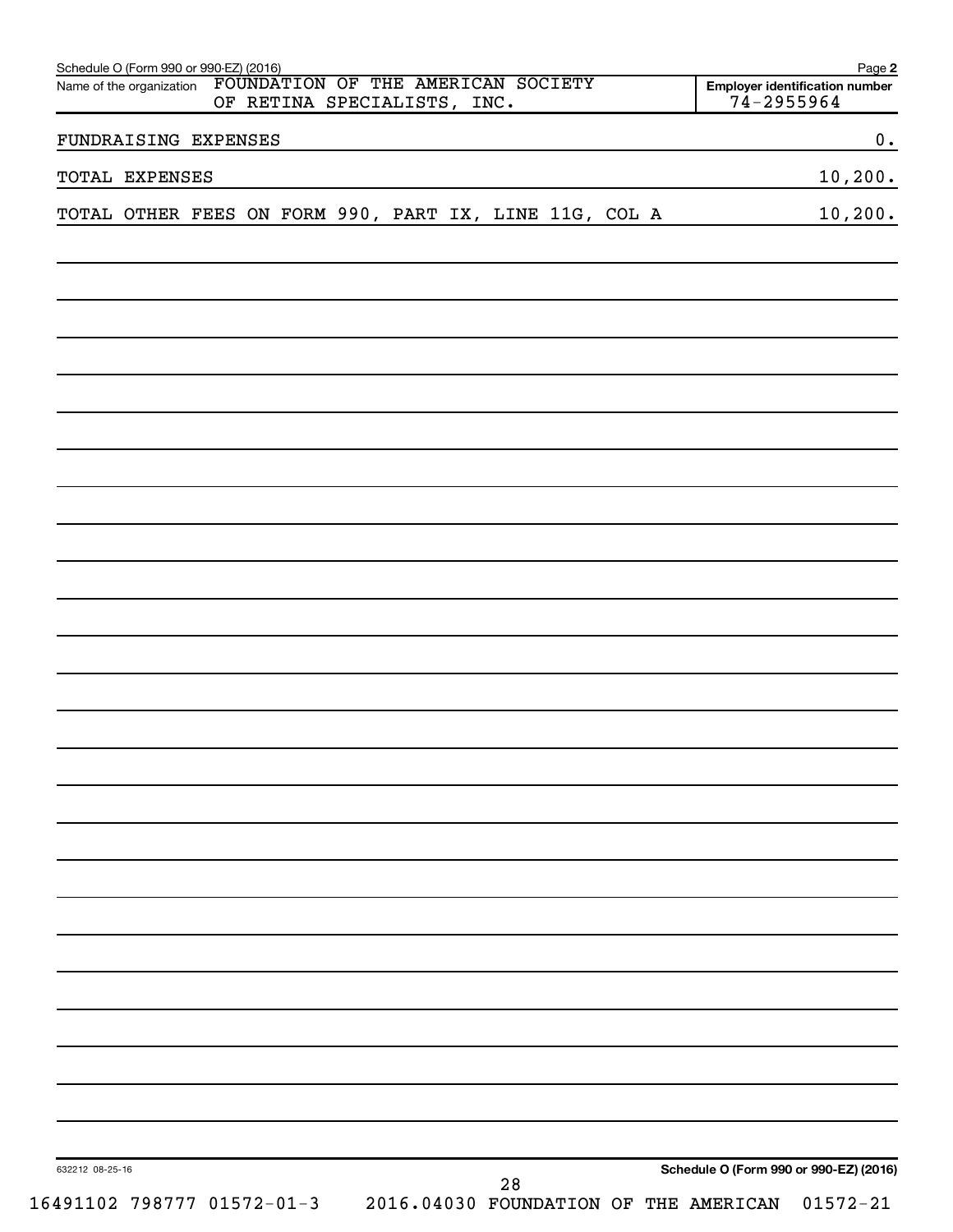Schedule O (Form 990 or 990-EZ) (2016) Page **2**

Name of the organization FOUNDATION OF THE AMERICAN SOCIETY OF RETINA SPECIALISTS, INC.

**Employer identification number** 74-2955964

| | |
|---|---|
| FUNDRAISING EXPENSES | 0. |
| TOTAL EXPENSES | 10,200. |
| TOTAL OTHER FEES ON FORM 990, PART IX, LINE 11G, COL A | 10,200. |

632212 08-25-16

**Schedule O (Form 990 or 990-EZ) (2016)**

16491102 798777 01572-01-3 2016.04030 FOUNDATION OF THE AMERICAN 01572-21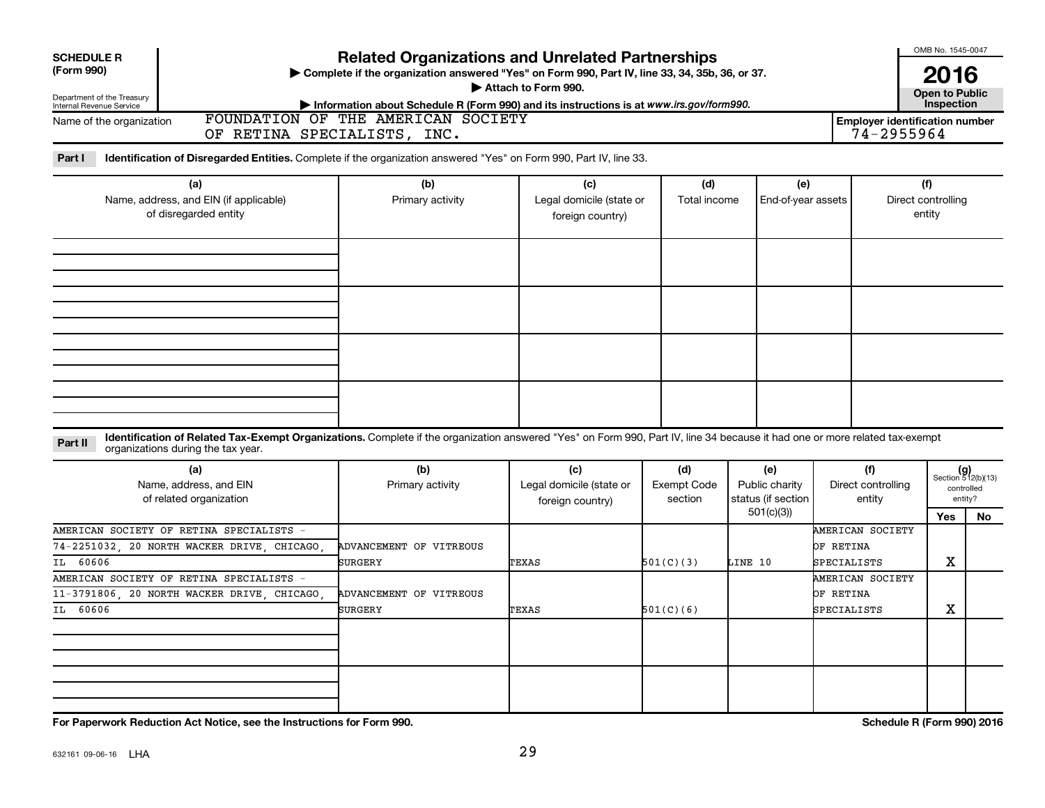**SCHEDULE R (Form 990)**

Department of the Treasury
Internal Revenue Service

# Related Organizations and Unrelated Partnerships

▶ Complete if the organization answered "Yes" on Form 990, Part IV, line 33, 34, 35b, 36, or 37.

▶ Attach to Form 990.

▶ Information about Schedule R (Form 990) and its instructions is at www.irs.gov/form990.

OMB No. 1545-0047

**2016**

**Open to Public Inspection**

Name of the organization: FOUNDATION OF THE AMERICAN SOCIETY OF RETINA SPECIALISTS, INC.

Employer identification number: 74-2955964

**Part I** **Identification of Disregarded Entities.** Complete if the organization answered "Yes" on Form 990, Part IV, line 33.

| (a) Name, address, and EIN (if applicable) of disregarded entity | (b) Primary activity | (c) Legal domicile (state or foreign country) | (d) Total income | (e) End-of-year assets | (f) Direct controlling entity |
|---|---|---|---|---|---|
| | | | | | |
| | | | | | |
| | | | | | |
| | | | | | |

**Part II** **Identification of Related Tax-Exempt Organizations.** Complete if the organization answered "Yes" on Form 990, Part IV, line 34 because it had one or more related tax-exempt organizations during the tax year.

| (a) Name, address, and EIN of related organization | (b) Primary activity | (c) Legal domicile (state or foreign country) | (d) Exempt Code section | (e) Public charity status (if section 501(c)(3)) | (f) Direct controlling entity | (g) Section 512(b)(13) controlled entity? Yes | No |
|---|---|---|---|---|---|---|---|
| AMERICAN SOCIETY OF RETINA SPECIALISTS - 74-2251032, 20 NORTH WACKER DRIVE, CHICAGO, IL 60606 | ADVANCEMENT OF VITREOUS SURGERY | TEXAS | 501(C)(3) | LINE 10 | AMERICAN SOCIETY OF RETINA SPECIALISTS | X | |
| AMERICAN SOCIETY OF RETINA SPECIALISTS - 11-3791806, 20 NORTH WACKER DRIVE, CHICAGO, IL 60606 | ADVANCEMENT OF VITREOUS SURGERY | TEXAS | 501(C)(6) | | AMERICAN SOCIETY OF RETINA SPECIALISTS | X | |
| | | | | | | | |
| | | | | | | | |

**For Paperwork Reduction Act Notice, see the Instructions for Form 990.** **Schedule R (Form 990) 2016**

632161 09-06-16 LHA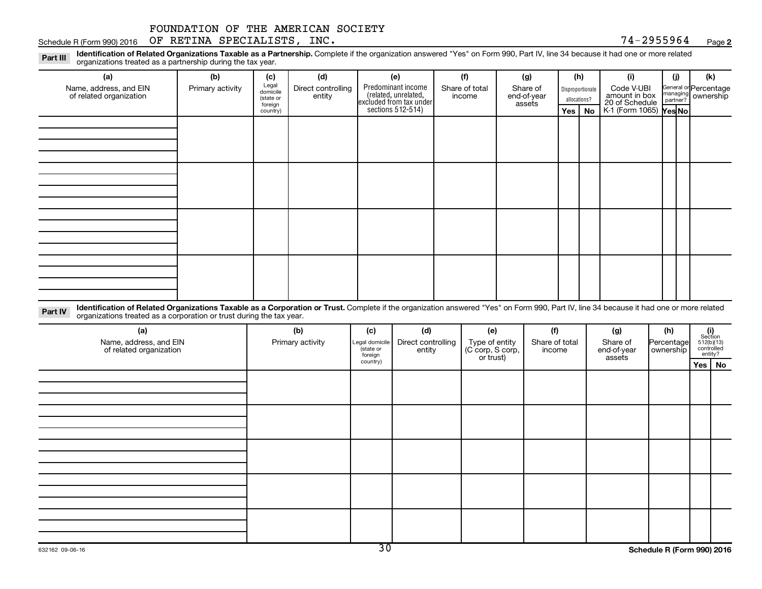FOUNDATION OF THE AMERICAN SOCIETY OF RETINA SPECIALISTS, INC. 74-2955964

Schedule R (Form 990) 2016 Page **2**

**Part III** **Identification of Related Organizations Taxable as a Partnership.** Complete if the organization answered "Yes" on Form 990, Part IV, line 34 because it had one or more related organizations treated as a partnership during the tax year.

| (a) Name, address, and EIN of related organization | (b) Primary activity | (c) Legal domicile (state or foreign country) | (d) Direct controlling entity | (e) Predominant income (related, unrelated, excluded from tax under sections 512-514) | (f) Share of total income | (g) Share of end-of-year assets | (h) Disproportionate allocations? Yes | (h) No | (i) Code V-UBI amount in box 20 of Schedule K-1 (Form 1065) | (j) General or managing partner? Yes | (j) No | (k) Percentage ownership |
|---|---|---|---|---|---|---|---|---|---|---|---|---|
| | | | | | | | | | | | | |
| | | | | | | | | | | | | |
| | | | | | | | | | | | | |
| | | | | | | | | | | | | |

**Part IV** **Identification of Related Organizations Taxable as a Corporation or Trust.** Complete if the organization answered "Yes" on Form 990, Part IV, line 34 because it had one or more related organizations treated as a corporation or trust during the tax year.

| (a) Name, address, and EIN of related organization | (b) Primary activity | (c) Legal domicile (state or foreign country) | (d) Direct controlling entity | (e) Type of entity (C corp, S corp, or trust) | (f) Share of total income | (g) Share of end-of-year assets | (h) Percentage ownership | (i) Section 512(b)(13) controlled entity? Yes | (i) No |
|---|---|---|---|---|---|---|---|---|---|
| | | | | | | | | | |
| | | | | | | | | | |
| | | | | | | | | | |
| | | | | | | | | | |
| | | | | | | | | | |

632162 09-06-16 **Schedule R (Form 990) 2016**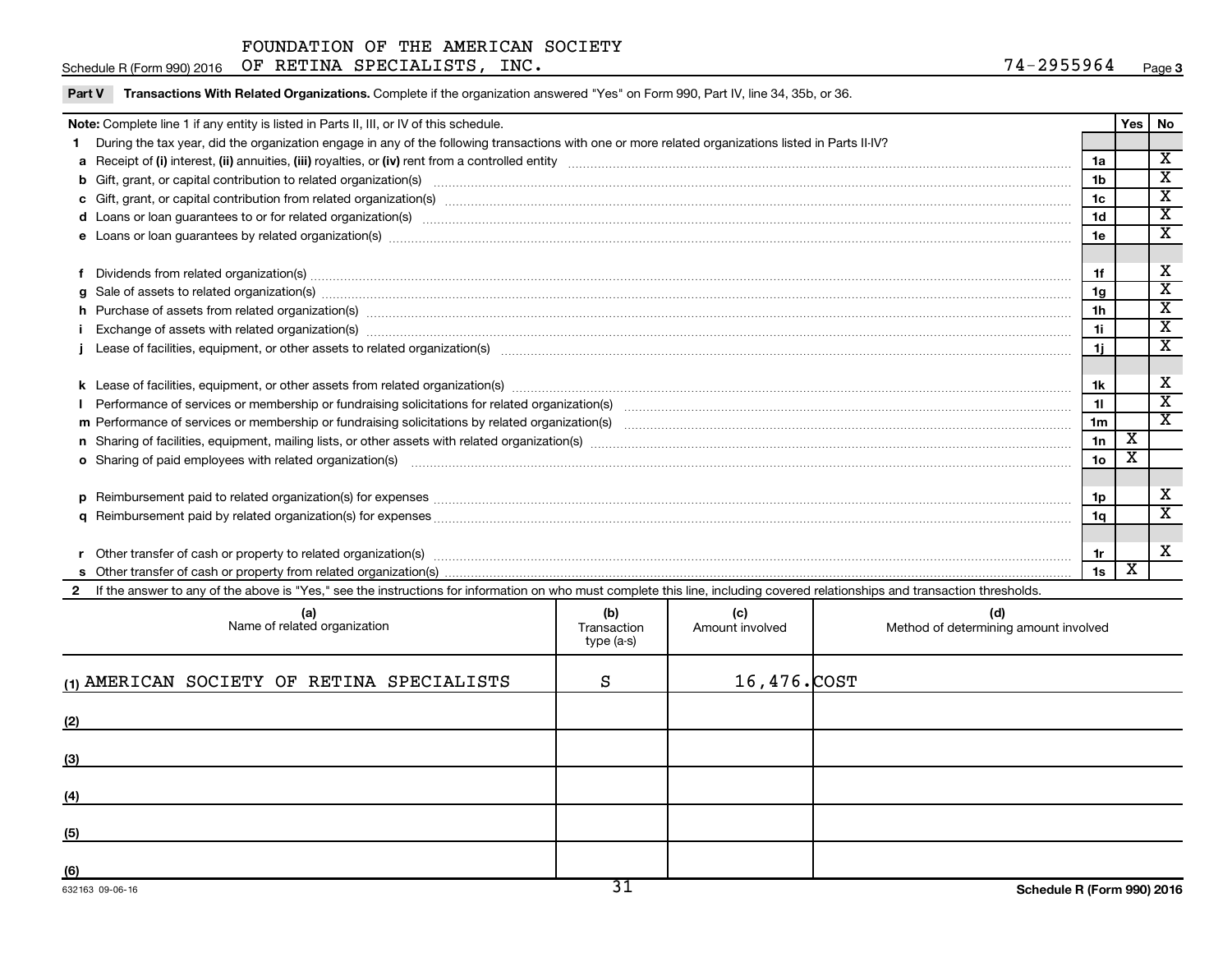Schedule R (Form 990) 2016 FOUNDATION OF THE AMERICAN SOCIETY OF RETINA SPECIALISTS, INC. 74-2955964 Page **3**

**Part V** **Transactions With Related Organizations.** Complete if the organization answered "Yes" on Form 990, Part IV, line 34, 35b, or 36.

| **Note:** Complete line 1 if any entity is listed in Parts II, III, or IV of this schedule. | | Yes | No |
|---|---|---|---|
| **1** During the tax year, did the organization engage in any of the following transactions with one or more related organizations listed in Parts II-IV? | | | |
| **a** Receipt of **(i)** interest, **(ii)** annuities, **(iii)** royalties, or **(iv)** rent from a controlled entity | 1a | | X |
| **b** Gift, grant, or capital contribution to related organization(s) | 1b | | X |
| **c** Gift, grant, or capital contribution from related organization(s) | 1c | | X |
| **d** Loans or loan guarantees to or for related organization(s) | 1d | | X |
| **e** Loans or loan guarantees by related organization(s) | 1e | | X |
| **f** Dividends from related organization(s) | 1f | | X |
| **g** Sale of assets to related organization(s) | 1g | | X |
| **h** Purchase of assets from related organization(s) | 1h | | X |
| **i** Exchange of assets with related organization(s) | 1i | | X |
| **j** Lease of facilities, equipment, or other assets to related organization(s) | 1j | | X |
| **k** Lease of facilities, equipment, or other assets from related organization(s) | 1k | | X |
| **l** Performance of services or membership or fundraising solicitations for related organization(s) | 1l | | X |
| **m** Performance of services or membership or fundraising solicitations by related organization(s) | 1m | | X |
| **n** Sharing of facilities, equipment, mailing lists, or other assets with related organization(s) | 1n | X | |
| **o** Sharing of paid employees with related organization(s) | 1o | X | |
| **p** Reimbursement paid to related organization(s) for expenses | 1p | | X |
| **q** Reimbursement paid by related organization(s) for expenses | 1q | | X |
| **r** Other transfer of cash or property to related organization(s) | 1r | | X |
| **s** Other transfer of cash or property from related organization(s) | 1s | X | |

**2** If the answer to any of the above is "Yes," see the instructions for information on who must complete this line, including covered relationships and transaction thresholds.

| (a) Name of related organization | (b) Transaction type (a-s) | (c) Amount involved | (d) Method of determining amount involved |
|---|---|---|---|
| (1) AMERICAN SOCIETY OF RETINA SPECIALISTS | S | 16,476. | COST |
| (2) | | | |
| (3) | | | |
| (4) | | | |
| (5) | | | |
| (6) | | | |

632163 09-06-16 **Schedule R (Form 990) 2016**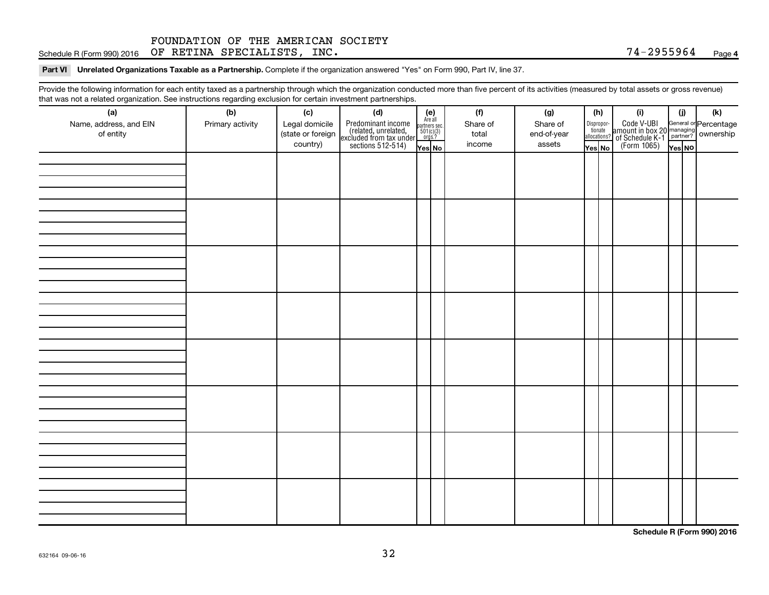FOUNDATION OF THE AMERICAN SOCIETY OF RETINA SPECIALISTS, INC. 74-2955964

Schedule R (Form 990) 2016 Page 4

**Part VI Unrelated Organizations Taxable as a Partnership.** Complete if the organization answered "Yes" on Form 990, Part IV, line 37.

Provide the following information for each entity taxed as a partnership through which the organization conducted more than five percent of its activities (measured by total assets or gross revenue) that was not a related organization. See instructions regarding exclusion for certain investment partnerships.

| (a) Name, address, and EIN of entity | (b) Primary activity | (c) Legal domicile (state or foreign country) | (d) Predominant income (related, unrelated, excluded from tax under sections 512-514) | (e) Are all partners sec. 501(c)(3) orgs? | | (f) Share of total income | (g) Share of end-of-year assets | (h) Disproportionate allocations? | | (i) Code V-UBI amount in box 20 of Schedule K-1 (Form 1065) | (j) General or managing partner? | | (k) Percentage ownership |
|---|---|---|---|---|---|---|---|---|---|---|---|---|---|
| | | | | Yes | No | | | Yes | No | | Yes | No | |
| | | | | | | | | | | | | | |
| | | | | | | | | | | | | | |
| | | | | | | | | | | | | | |
| | | | | | | | | | | | | | |
| | | | | | | | | | | | | | |
| | | | | | | | | | | | | | |
| | | | | | | | | | | | | | |
| | | | | | | | | | | | | | |

**Schedule R (Form 990) 2016**

632164 09-06-16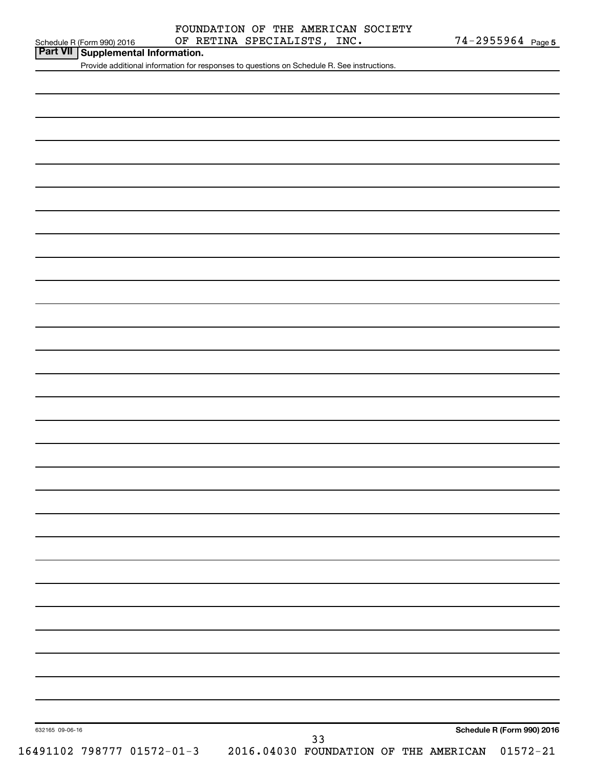FOUNDATION OF THE AMERICAN SOCIETY OF RETINA SPECIALISTS, INC. 74-2955964

## Part VII Supplemental Information.

Provide additional information for responses to questions on Schedule R. See instructions.